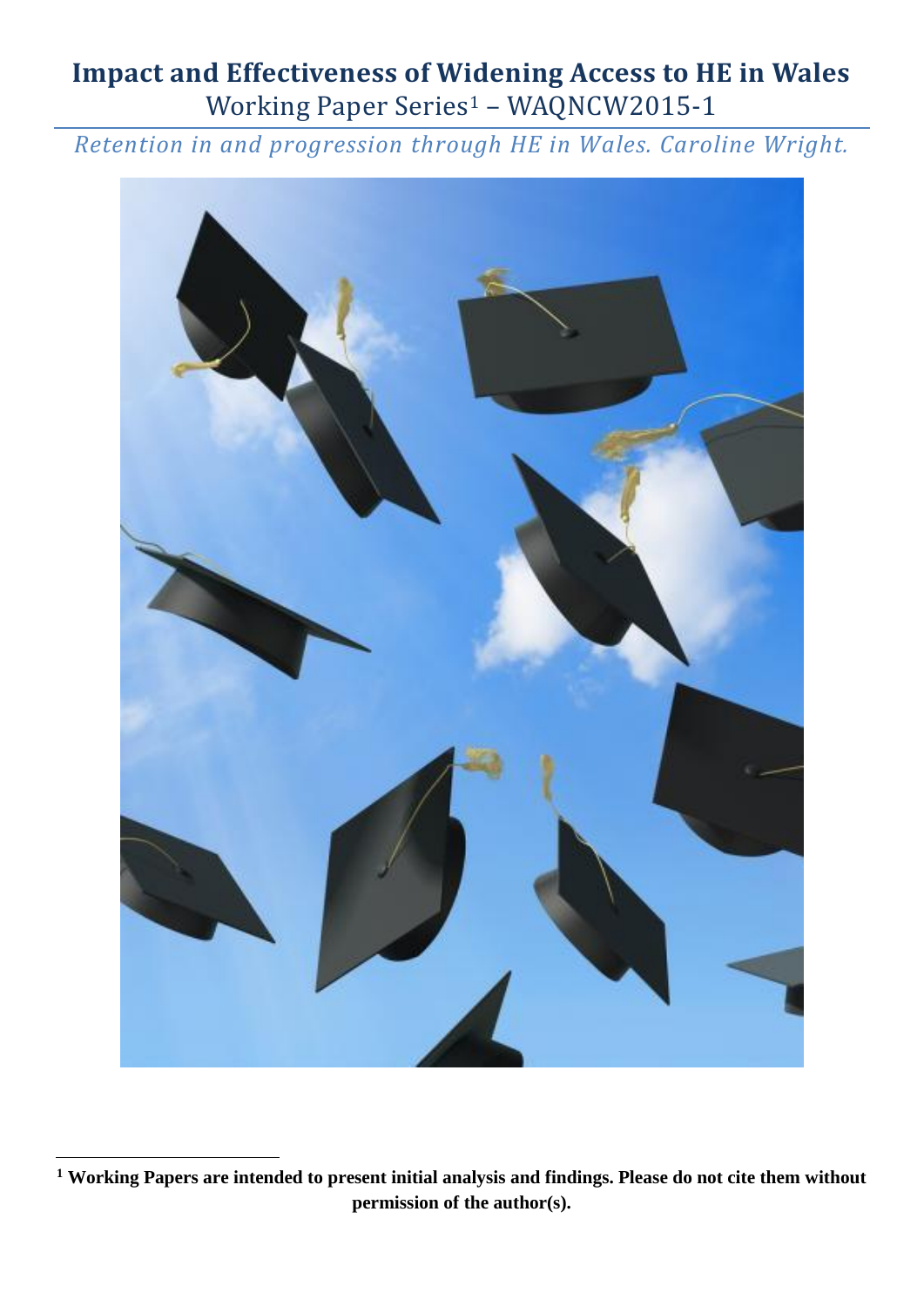# Impact and Effectiveness of Widening Access to HE in Wales

Working Paper Series[1] – WAQNCW2015-1

*Retention in and progression through HE in Wales. Caroline Wright.*

[1] **Working Papers are intended to present initial analysis and findings. Please do not cite them without permission of the author(s).**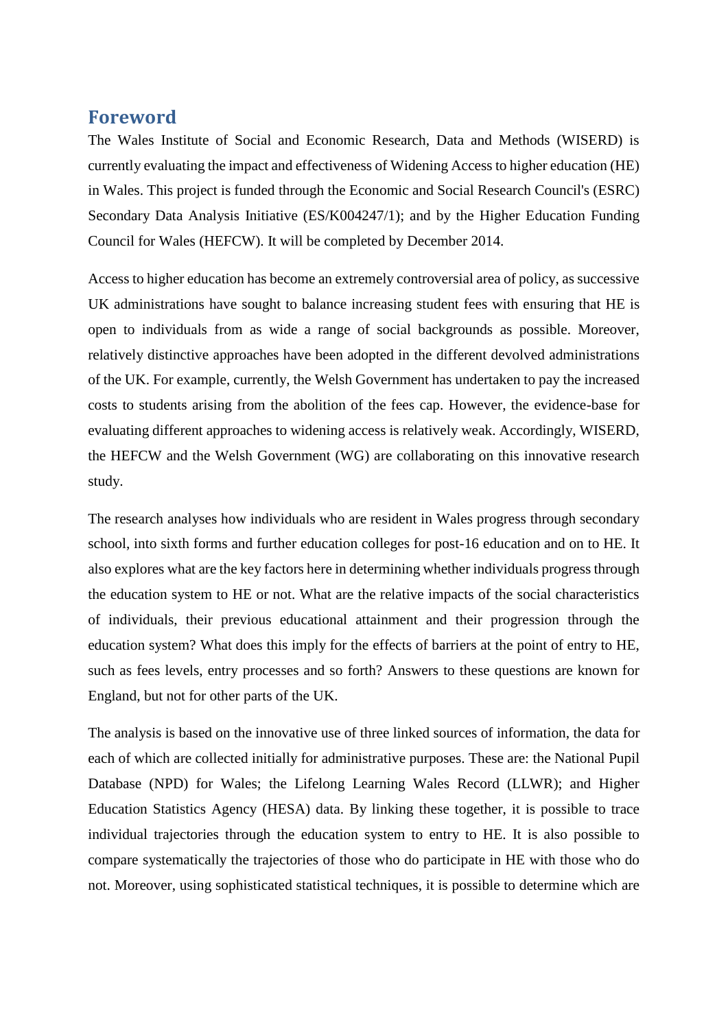# Foreword

The Wales Institute of Social and Economic Research, Data and Methods (WISERD) is currently evaluating the impact and effectiveness of Widening Access to higher education (HE) in Wales. This project is funded through the Economic and Social Research Council's (ESRC) Secondary Data Analysis Initiative (ES/K004247/1); and by the Higher Education Funding Council for Wales (HEFCW). It will be completed by December 2014.

Access to higher education has become an extremely controversial area of policy, as successive UK administrations have sought to balance increasing student fees with ensuring that HE is open to individuals from as wide a range of social backgrounds as possible. Moreover, relatively distinctive approaches have been adopted in the different devolved administrations of the UK. For example, currently, the Welsh Government has undertaken to pay the increased costs to students arising from the abolition of the fees cap. However, the evidence-base for evaluating different approaches to widening access is relatively weak. Accordingly, WISERD, the HEFCW and the Welsh Government (WG) are collaborating on this innovative research study.

The research analyses how individuals who are resident in Wales progress through secondary school, into sixth forms and further education colleges for post-16 education and on to HE. It also explores what are the key factors here in determining whether individuals progress through the education system to HE or not. What are the relative impacts of the social characteristics of individuals, their previous educational attainment and their progression through the education system? What does this imply for the effects of barriers at the point of entry to HE, such as fees levels, entry processes and so forth? Answers to these questions are known for England, but not for other parts of the UK.

The analysis is based on the innovative use of three linked sources of information, the data for each of which are collected initially for administrative purposes. These are: the National Pupil Database (NPD) for Wales; the Lifelong Learning Wales Record (LLWR); and Higher Education Statistics Agency (HESA) data. By linking these together, it is possible to trace individual trajectories through the education system to entry to HE. It is also possible to compare systematically the trajectories of those who do participate in HE with those who do not. Moreover, using sophisticated statistical techniques, it is possible to determine which are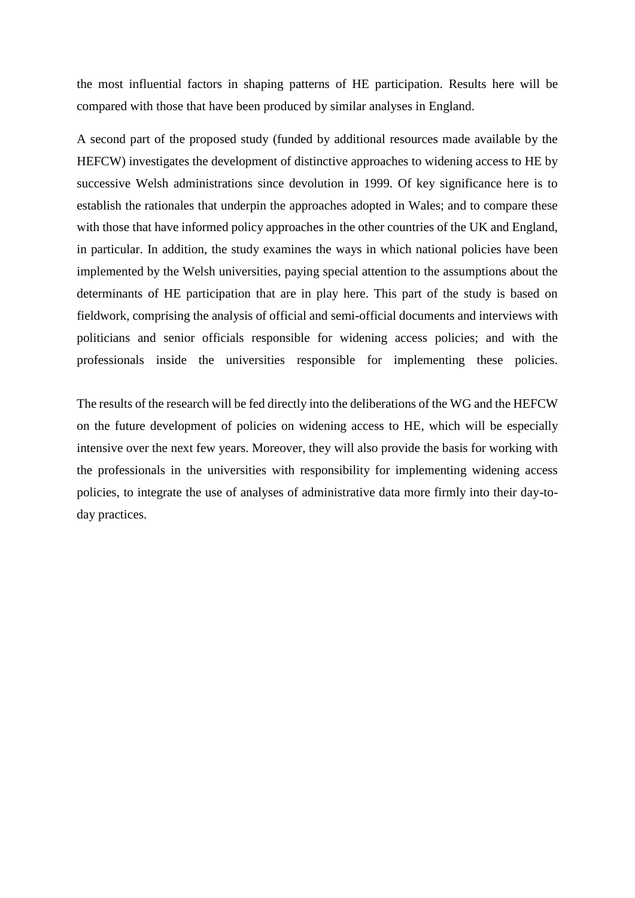the most influential factors in shaping patterns of HE participation. Results here will be compared with those that have been produced by similar analyses in England.

A second part of the proposed study (funded by additional resources made available by the HEFCW) investigates the development of distinctive approaches to widening access to HE by successive Welsh administrations since devolution in 1999. Of key significance here is to establish the rationales that underpin the approaches adopted in Wales; and to compare these with those that have informed policy approaches in the other countries of the UK and England, in particular. In addition, the study examines the ways in which national policies have been implemented by the Welsh universities, paying special attention to the assumptions about the determinants of HE participation that are in play here. This part of the study is based on fieldwork, comprising the analysis of official and semi-official documents and interviews with politicians and senior officials responsible for widening access policies; and with the professionals inside the universities responsible for implementing these policies.

The results of the research will be fed directly into the deliberations of the WG and the HEFCW on the future development of policies on widening access to HE, which will be especially intensive over the next few years. Moreover, they will also provide the basis for working with the professionals in the universities with responsibility for implementing widening access policies, to integrate the use of analyses of administrative data more firmly into their day-to-day practices.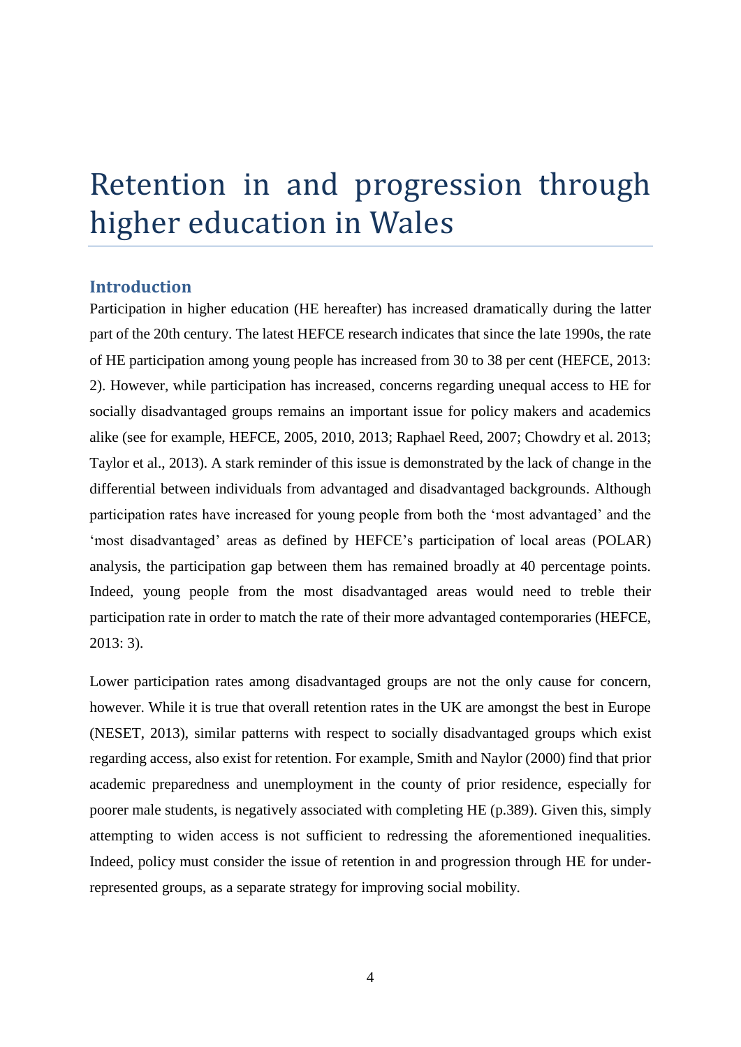# Retention in and progression through higher education in Wales

## Introduction

Participation in higher education (HE hereafter) has increased dramatically during the latter part of the 20th century. The latest HEFCE research indicates that since the late 1990s, the rate of HE participation among young people has increased from 30 to 38 per cent (HEFCE, 2013: 2). However, while participation has increased, concerns regarding unequal access to HE for socially disadvantaged groups remains an important issue for policy makers and academics alike (see for example, HEFCE, 2005, 2010, 2013; Raphael Reed, 2007; Chowdry et al. 2013; Taylor et al., 2013). A stark reminder of this issue is demonstrated by the lack of change in the differential between individuals from advantaged and disadvantaged backgrounds. Although participation rates have increased for young people from both the 'most advantaged' and the 'most disadvantaged' areas as defined by HEFCE's participation of local areas (POLAR) analysis, the participation gap between them has remained broadly at 40 percentage points. Indeed, young people from the most disadvantaged areas would need to treble their participation rate in order to match the rate of their more advantaged contemporaries (HEFCE, 2013: 3).

Lower participation rates among disadvantaged groups are not the only cause for concern, however. While it is true that overall retention rates in the UK are amongst the best in Europe (NESET, 2013), similar patterns with respect to socially disadvantaged groups which exist regarding access, also exist for retention. For example, Smith and Naylor (2000) find that prior academic preparedness and unemployment in the county of prior residence, especially for poorer male students, is negatively associated with completing HE (p.389). Given this, simply attempting to widen access is not sufficient to redressing the aforementioned inequalities. Indeed, policy must consider the issue of retention in and progression through HE for under-represented groups, as a separate strategy for improving social mobility.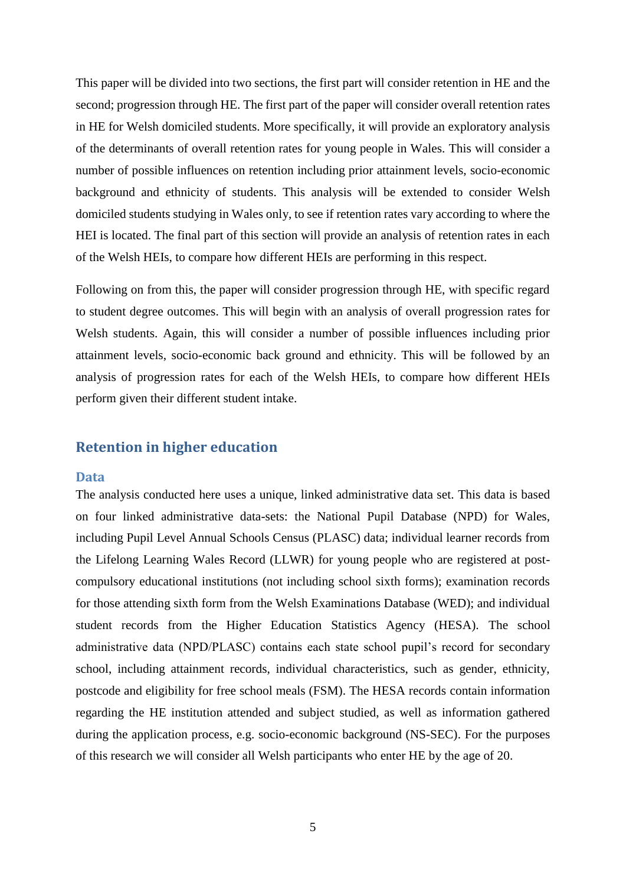This paper will be divided into two sections, the first part will consider retention in HE and the second; progression through HE. The first part of the paper will consider overall retention rates in HE for Welsh domiciled students. More specifically, it will provide an exploratory analysis of the determinants of overall retention rates for young people in Wales. This will consider a number of possible influences on retention including prior attainment levels, socio-economic background and ethnicity of students. This analysis will be extended to consider Welsh domiciled students studying in Wales only, to see if retention rates vary according to where the HEI is located. The final part of this section will provide an analysis of retention rates in each of the Welsh HEIs, to compare how different HEIs are performing in this respect.

Following on from this, the paper will consider progression through HE, with specific regard to student degree outcomes. This will begin with an analysis of overall progression rates for Welsh students. Again, this will consider a number of possible influences including prior attainment levels, socio-economic back ground and ethnicity. This will be followed by an analysis of progression rates for each of the Welsh HEIs, to compare how different HEIs perform given their different student intake.

## Retention in higher education

### Data

The analysis conducted here uses a unique, linked administrative data set. This data is based on four linked administrative data-sets: the National Pupil Database (NPD) for Wales, including Pupil Level Annual Schools Census (PLASC) data; individual learner records from the Lifelong Learning Wales Record (LLWR) for young people who are registered at post-compulsory educational institutions (not including school sixth forms); examination records for those attending sixth form from the Welsh Examinations Database (WED); and individual student records from the Higher Education Statistics Agency (HESA). The school administrative data (NPD/PLASC) contains each state school pupil's record for secondary school, including attainment records, individual characteristics, such as gender, ethnicity, postcode and eligibility for free school meals (FSM). The HESA records contain information regarding the HE institution attended and subject studied, as well as information gathered during the application process, e.g. socio-economic background (NS-SEC). For the purposes of this research we will consider all Welsh participants who enter HE by the age of 20.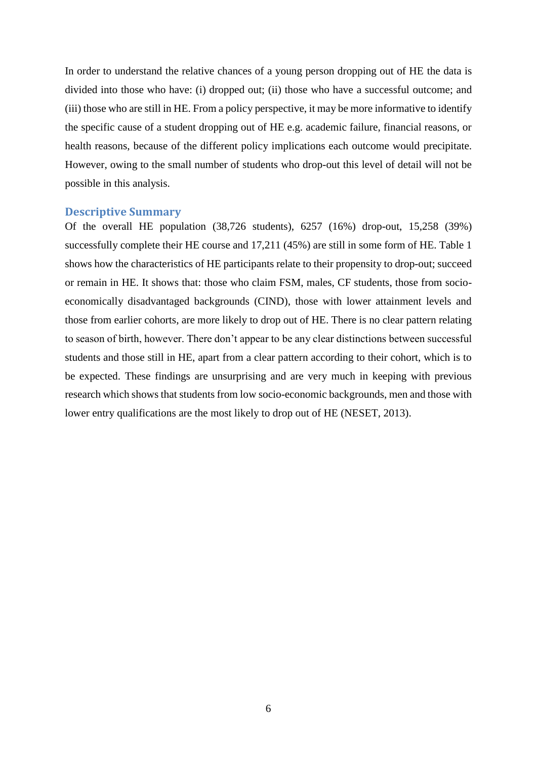In order to understand the relative chances of a young person dropping out of HE the data is divided into those who have: (i) dropped out; (ii) those who have a successful outcome; and (iii) those who are still in HE. From a policy perspective, it may be more informative to identify the specific cause of a student dropping out of HE e.g. academic failure, financial reasons, or health reasons, because of the different policy implications each outcome would precipitate. However, owing to the small number of students who drop-out this level of detail will not be possible in this analysis.

## Descriptive Summary

Of the overall HE population (38,726 students), 6257 (16%) drop-out, 15,258 (39%) successfully complete their HE course and 17,211 (45%) are still in some form of HE. Table 1 shows how the characteristics of HE participants relate to their propensity to drop-out; succeed or remain in HE. It shows that: those who claim FSM, males, CF students, those from socio-economically disadvantaged backgrounds (CIND), those with lower attainment levels and those from earlier cohorts, are more likely to drop out of HE. There is no clear pattern relating to season of birth, however. There don't appear to be any clear distinctions between successful students and those still in HE, apart from a clear pattern according to their cohort, which is to be expected. These findings are unsurprising and are very much in keeping with previous research which shows that students from low socio-economic backgrounds, men and those with lower entry qualifications are the most likely to drop out of HE (NESET, 2013).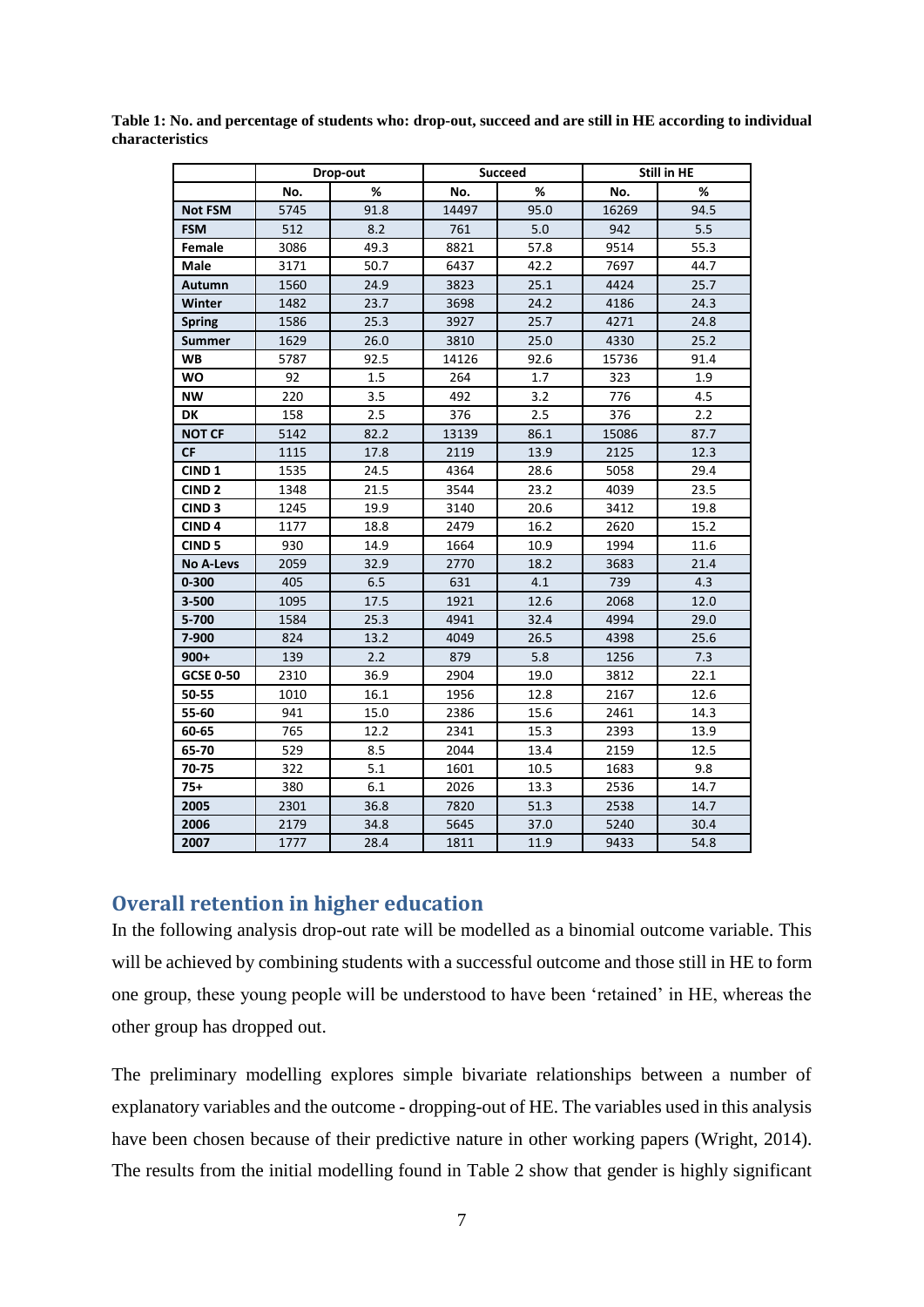**Table 1: No. and percentage of students who: drop-out, succeed and are still in HE according to individual characteristics**

| | Drop-out | | Succeed | | Still in HE | |
|---|---|---|---|---|---|---|
| | No. | % | No. | % | No. | % |
| **Not FSM** | 5745 | 91.8 | 14497 | 95.0 | 16269 | 94.5 |
| **FSM** | 512 | 8.2 | 761 | 5.0 | 942 | 5.5 |
| **Female** | 3086 | 49.3 | 8821 | 57.8 | 9514 | 55.3 |
| **Male** | 3171 | 50.7 | 6437 | 42.2 | 7697 | 44.7 |
| **Autumn** | 1560 | 24.9 | 3823 | 25.1 | 4424 | 25.7 |
| **Winter** | 1482 | 23.7 | 3698 | 24.2 | 4186 | 24.3 |
| **Spring** | 1586 | 25.3 | 3927 | 25.7 | 4271 | 24.8 |
| **Summer** | 1629 | 26.0 | 3810 | 25.0 | 4330 | 25.2 |
| **WB** | 5787 | 92.5 | 14126 | 92.6 | 15736 | 91.4 |
| **WO** | 92 | 1.5 | 264 | 1.7 | 323 | 1.9 |
| **NW** | 220 | 3.5 | 492 | 3.2 | 776 | 4.5 |
| **DK** | 158 | 2.5 | 376 | 2.5 | 376 | 2.2 |
| **NOT CF** | 5142 | 82.2 | 13139 | 86.1 | 15086 | 87.7 |
| **CF** | 1115 | 17.8 | 2119 | 13.9 | 2125 | 12.3 |
| **CIND 1** | 1535 | 24.5 | 4364 | 28.6 | 5058 | 29.4 |
| **CIND 2** | 1348 | 21.5 | 3544 | 23.2 | 4039 | 23.5 |
| **CIND 3** | 1245 | 19.9 | 3140 | 20.6 | 3412 | 19.8 |
| **CIND 4** | 1177 | 18.8 | 2479 | 16.2 | 2620 | 15.2 |
| **CIND 5** | 930 | 14.9 | 1664 | 10.9 | 1994 | 11.6 |
| **No A-Levs** | 2059 | 32.9 | 2770 | 18.2 | 3683 | 21.4 |
| **0-300** | 405 | 6.5 | 631 | 4.1 | 739 | 4.3 |
| **3-500** | 1095 | 17.5 | 1921 | 12.6 | 2068 | 12.0 |
| **5-700** | 1584 | 25.3 | 4941 | 32.4 | 4994 | 29.0 |
| **7-900** | 824 | 13.2 | 4049 | 26.5 | 4398 | 25.6 |
| **900+** | 139 | 2.2 | 879 | 5.8 | 1256 | 7.3 |
| **GCSE 0-50** | 2310 | 36.9 | 2904 | 19.0 | 3812 | 22.1 |
| **50-55** | 1010 | 16.1 | 1956 | 12.8 | 2167 | 12.6 |
| **55-60** | 941 | 15.0 | 2386 | 15.6 | 2461 | 14.3 |
| **60-65** | 765 | 12.2 | 2341 | 15.3 | 2393 | 13.9 |
| **65-70** | 529 | 8.5 | 2044 | 13.4 | 2159 | 12.5 |
| **70-75** | 322 | 5.1 | 1601 | 10.5 | 1683 | 9.8 |
| **75+** | 380 | 6.1 | 2026 | 13.3 | 2536 | 14.7 |
| **2005** | 2301 | 36.8 | 7820 | 51.3 | 2538 | 14.7 |
| **2006** | 2179 | 34.8 | 5645 | 37.0 | 5240 | 30.4 |
| **2007** | 1777 | 28.4 | 1811 | 11.9 | 9433 | 54.8 |

## Overall retention in higher education

In the following analysis drop-out rate will be modelled as a binomial outcome variable. This will be achieved by combining students with a successful outcome and those still in HE to form one group, these young people will be understood to have been 'retained' in HE, whereas the other group has dropped out.

The preliminary modelling explores simple bivariate relationships between a number of explanatory variables and the outcome - dropping-out of HE. The variables used in this analysis have been chosen because of their predictive nature in other working papers (Wright, 2014). The results from the initial modelling found in Table 2 show that gender is highly significant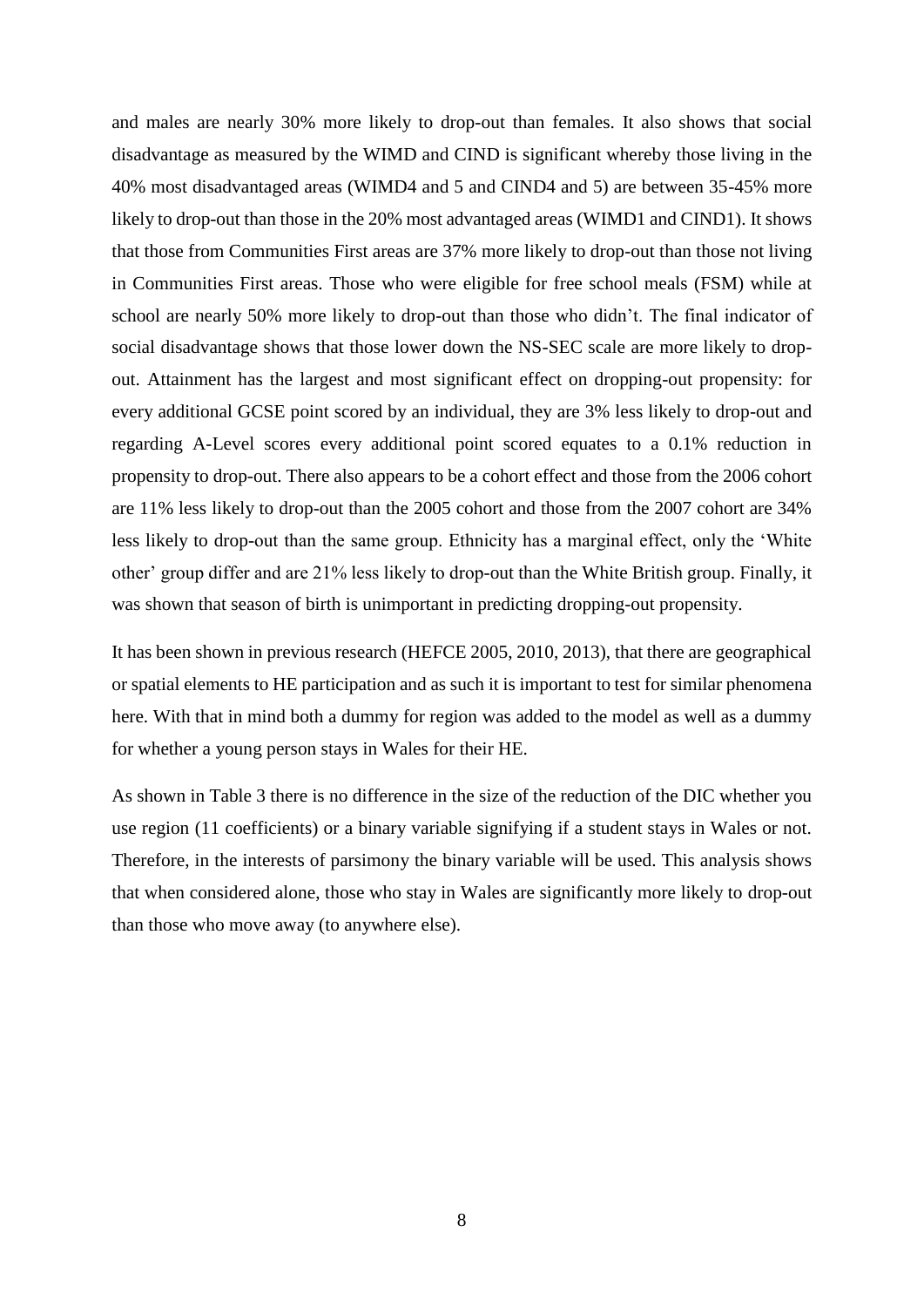and males are nearly 30% more likely to drop-out than females. It also shows that social disadvantage as measured by the WIMD and CIND is significant whereby those living in the 40% most disadvantaged areas (WIMD4 and 5 and CIND4 and 5) are between 35-45% more likely to drop-out than those in the 20% most advantaged areas (WIMD1 and CIND1). It shows that those from Communities First areas are 37% more likely to drop-out than those not living in Communities First areas. Those who were eligible for free school meals (FSM) while at school are nearly 50% more likely to drop-out than those who didn't. The final indicator of social disadvantage shows that those lower down the NS-SEC scale are more likely to drop-out. Attainment has the largest and most significant effect on dropping-out propensity: for every additional GCSE point scored by an individual, they are 3% less likely to drop-out and regarding A-Level scores every additional point scored equates to a 0.1% reduction in propensity to drop-out. There also appears to be a cohort effect and those from the 2006 cohort are 11% less likely to drop-out than the 2005 cohort and those from the 2007 cohort are 34% less likely to drop-out than the same group. Ethnicity has a marginal effect, only the 'White other' group differ and are 21% less likely to drop-out than the White British group. Finally, it was shown that season of birth is unimportant in predicting dropping-out propensity.

It has been shown in previous research (HEFCE 2005, 2010, 2013), that there are geographical or spatial elements to HE participation and as such it is important to test for similar phenomena here. With that in mind both a dummy for region was added to the model as well as a dummy for whether a young person stays in Wales for their HE.

As shown in Table 3 there is no difference in the size of the reduction of the DIC whether you use region (11 coefficients) or a binary variable signifying if a student stays in Wales or not. Therefore, in the interests of parsimony the binary variable will be used. This analysis shows that when considered alone, those who stay in Wales are significantly more likely to drop-out than those who move away (to anywhere else).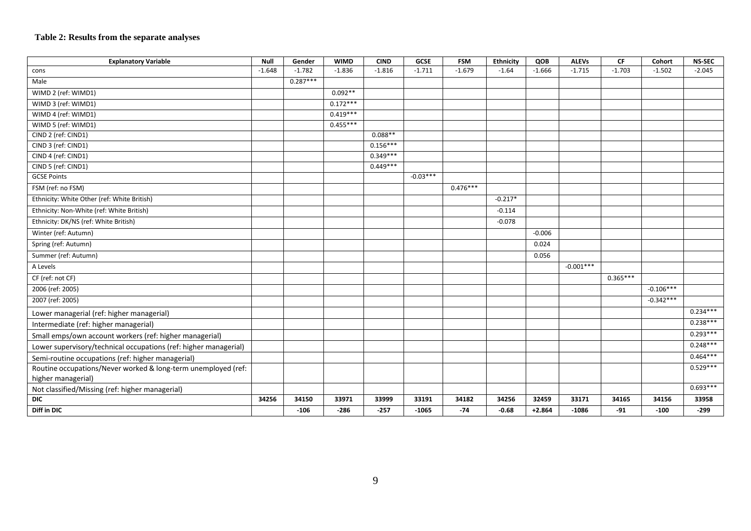**Table 2: Results from the separate analyses**

| Explanatory Variable | Null | Gender | WIMD | CIND | GCSE | FSM | Ethnicity | QOB | ALEVs | CF | Cohort | NS-SEC |
|---|---|---|---|---|---|---|---|---|---|---|---|---|
| cons | -1.648 | -1.782 | -1.836 | -1.816 | -1.711 | -1.679 | -1.64 | -1.666 | -1.715 | -1.703 | -1.502 | -2.045 |
| Male | | 0.287*** | | | | | | | | | | |
| WIMD 2 (ref: WIMD1) | | | 0.092** | | | | | | | | | |
| WIMD 3 (ref: WIMD1) | | | 0.172*** | | | | | | | | | |
| WIMD 4 (ref: WIMD1) | | | 0.419*** | | | | | | | | | |
| WIMD 5 (ref: WIMD1) | | | 0.455*** | | | | | | | | | |
| CIND 2 (ref: CIND1) | | | | 0.088** | | | | | | | | |
| CIND 3 (ref: CIND1) | | | | 0.156*** | | | | | | | | |
| CIND 4 (ref: CIND1) | | | | 0.349*** | | | | | | | | |
| CIND 5 (ref: CIND1) | | | | 0.449*** | | | | | | | | |
| GCSE Points | | | | | -0.03*** | | | | | | | |
| FSM (ref: no FSM) | | | | | | 0.476*** | | | | | | |
| Ethnicity: White Other (ref: White British) | | | | | | | -0.217* | | | | | |
| Ethnicity: Non-White (ref: White British) | | | | | | | -0.114 | | | | | |
| Ethnicity: DK/NS (ref: White British) | | | | | | | -0.078 | | | | | |
| Winter (ref: Autumn) | | | | | | | | -0.006 | | | | |
| Spring (ref: Autumn) | | | | | | | | 0.024 | | | | |
| Summer (ref: Autumn) | | | | | | | | 0.056 | | | | |
| A Levels | | | | | | | | | -0.001*** | | | |
| CF (ref: not CF) | | | | | | | | | | 0.365*** | | |
| 2006 (ref: 2005) | | | | | | | | | | | -0.106*** | |
| 2007 (ref: 2005) | | | | | | | | | | | -0.342*** | |
| Lower managerial (ref: higher managerial) | | | | | | | | | | | | 0.234*** |
| Intermediate (ref: higher managerial) | | | | | | | | | | | | 0.238*** |
| Small emps/own account workers (ref: higher managerial) | | | | | | | | | | | | 0.293*** |
| Lower supervisory/technical occupations (ref: higher managerial) | | | | | | | | | | | | 0.248*** |
| Semi-routine occupations (ref: higher managerial) | | | | | | | | | | | | 0.464*** |
| Routine occupations/Never worked & long-term unemployed (ref: higher managerial) | | | | | | | | | | | | 0.529*** |
| Not classified/Missing (ref: higher managerial) | | | | | | | | | | | | 0.693*** |
| **DIC** | **34256** | **34150** | **33971** | **33999** | **33191** | **34182** | **34256** | **32459** | **33171** | **34165** | **34156** | **33958** |
| **Diff in DIC** | | **-106** | **-286** | **-257** | **-1065** | **-74** | **-0.68** | **+2.864** | **-1086** | **-91** | **-100** | **-299** |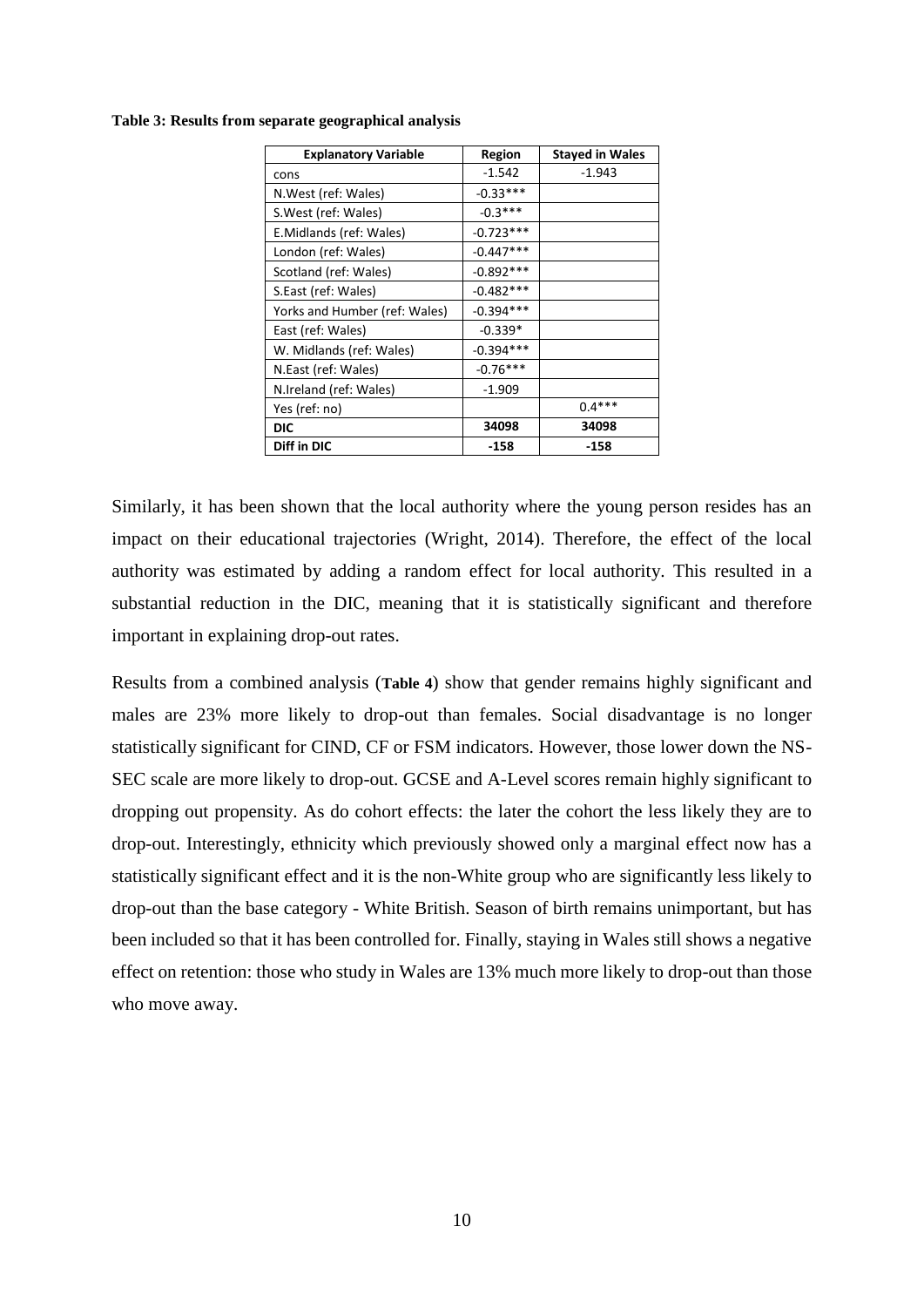**Table 3: Results from separate geographical analysis**

| Explanatory Variable | Region | Stayed in Wales |
|---|---|---|
| cons | -1.542 | -1.943 |
| N.West (ref: Wales) | -0.33*** | |
| S.West (ref: Wales) | -0.3*** | |
| E.Midlands (ref: Wales) | -0.723*** | |
| London (ref: Wales) | -0.447*** | |
| Scotland (ref: Wales) | -0.892*** | |
| S.East (ref: Wales) | -0.482*** | |
| Yorks and Humber (ref: Wales) | -0.394*** | |
| East (ref: Wales) | -0.339* | |
| W. Midlands (ref: Wales) | -0.394*** | |
| N.East (ref: Wales) | -0.76*** | |
| N.Ireland (ref: Wales) | -1.909 | |
| Yes (ref: no) | | 0.4*** |
| **DIC** | **34098** | **34098** |
| **Diff in DIC** | **-158** | **-158** |

Similarly, it has been shown that the local authority where the young person resides has an impact on their educational trajectories (Wright, 2014). Therefore, the effect of the local authority was estimated by adding a random effect for local authority. This resulted in a substantial reduction in the DIC, meaning that it is statistically significant and therefore important in explaining drop-out rates.

Results from a combined analysis (**Table 4**) show that gender remains highly significant and males are 23% more likely to drop-out than females. Social disadvantage is no longer statistically significant for CIND, CF or FSM indicators. However, those lower down the NS-SEC scale are more likely to drop-out. GCSE and A-Level scores remain highly significant to dropping out propensity. As do cohort effects: the later the cohort the less likely they are to drop-out. Interestingly, ethnicity which previously showed only a marginal effect now has a statistically significant effect and it is the non-White group who are significantly less likely to drop-out than the base category - White British. Season of birth remains unimportant, but has been included so that it has been controlled for. Finally, staying in Wales still shows a negative effect on retention: those who study in Wales are 13% much more likely to drop-out than those who move away.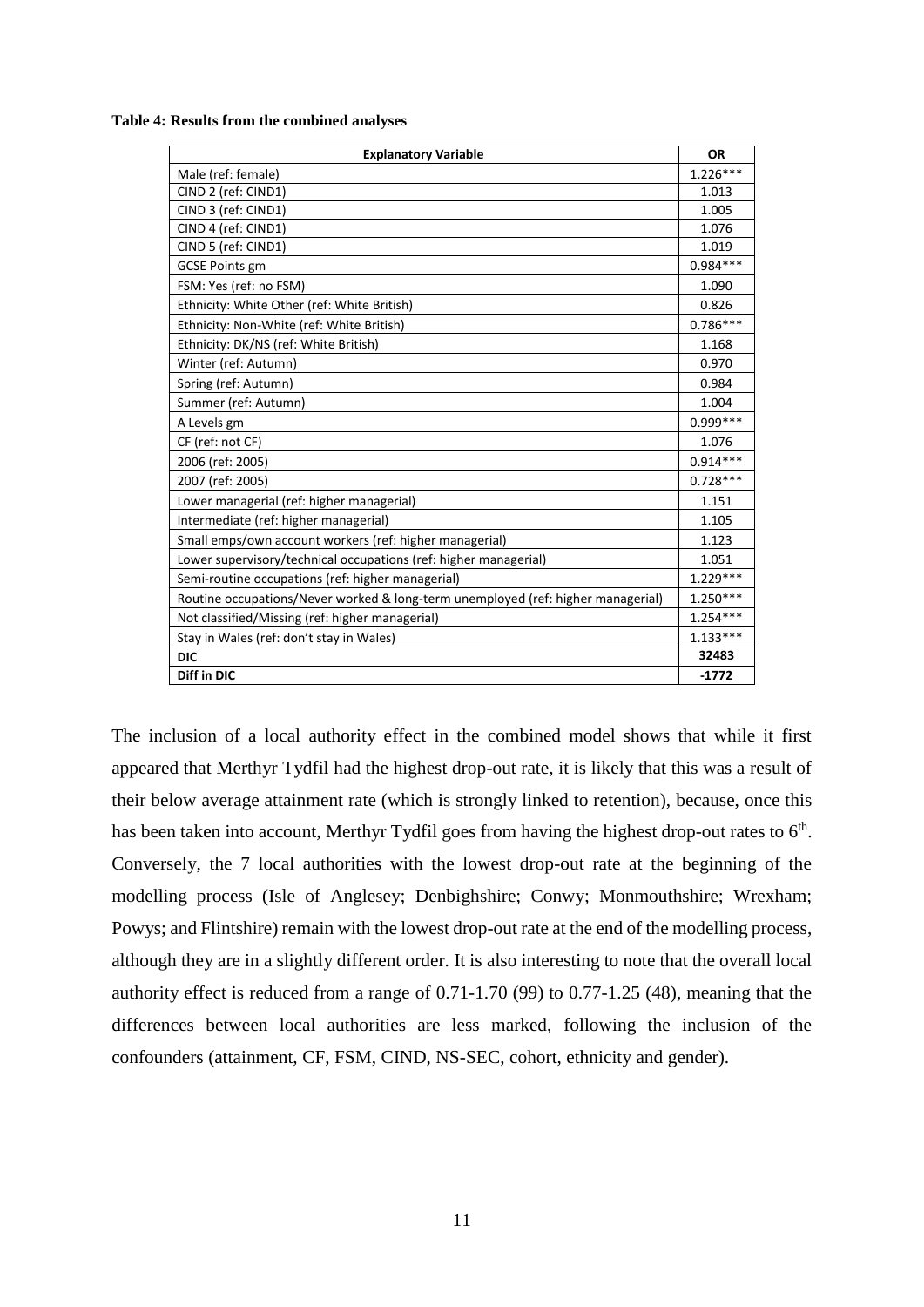**Table 4: Results from the combined analyses**

| Explanatory Variable | OR |
|---|---|
| Male (ref: female) | 1.226*** |
| CIND 2 (ref: CIND1) | 1.013 |
| CIND 3 (ref: CIND1) | 1.005 |
| CIND 4 (ref: CIND1) | 1.076 |
| CIND 5 (ref: CIND1) | 1.019 |
| GCSE Points gm | 0.984*** |
| FSM: Yes (ref: no FSM) | 1.090 |
| Ethnicity: White Other (ref: White British) | 0.826 |
| Ethnicity: Non-White (ref: White British) | 0.786*** |
| Ethnicity: DK/NS (ref: White British) | 1.168 |
| Winter (ref: Autumn) | 0.970 |
| Spring (ref: Autumn) | 0.984 |
| Summer (ref: Autumn) | 1.004 |
| A Levels gm | 0.999*** |
| CF (ref: not CF) | 1.076 |
| 2006 (ref: 2005) | 0.914*** |
| 2007 (ref: 2005) | 0.728*** |
| Lower managerial (ref: higher managerial) | 1.151 |
| Intermediate (ref: higher managerial) | 1.105 |
| Small emps/own account workers (ref: higher managerial) | 1.123 |
| Lower supervisory/technical occupations (ref: higher managerial) | 1.051 |
| Semi-routine occupations (ref: higher managerial) | 1.229*** |
| Routine occupations/Never worked & long-term unemployed (ref: higher managerial) | 1.250*** |
| Not classified/Missing (ref: higher managerial) | 1.254*** |
| Stay in Wales (ref: don't stay in Wales) | 1.133*** |
| **DIC** | **32483** |
| **Diff in DIC** | **-1772** |

The inclusion of a local authority effect in the combined model shows that while it first appeared that Merthyr Tydfil had the highest drop-out rate, it is likely that this was a result of their below average attainment rate (which is strongly linked to retention), because, once this has been taken into account, Merthyr Tydfil goes from having the highest drop-out rates to 6th. Conversely, the 7 local authorities with the lowest drop-out rate at the beginning of the modelling process (Isle of Anglesey; Denbighshire; Conwy; Monmouthshire; Wrexham; Powys; and Flintshire) remain with the lowest drop-out rate at the end of the modelling process, although they are in a slightly different order. It is also interesting to note that the overall local authority effect is reduced from a range of 0.71-1.70 (99) to 0.77-1.25 (48), meaning that the differences between local authorities are less marked, following the inclusion of the confounders (attainment, CF, FSM, CIND, NS-SEC, cohort, ethnicity and gender).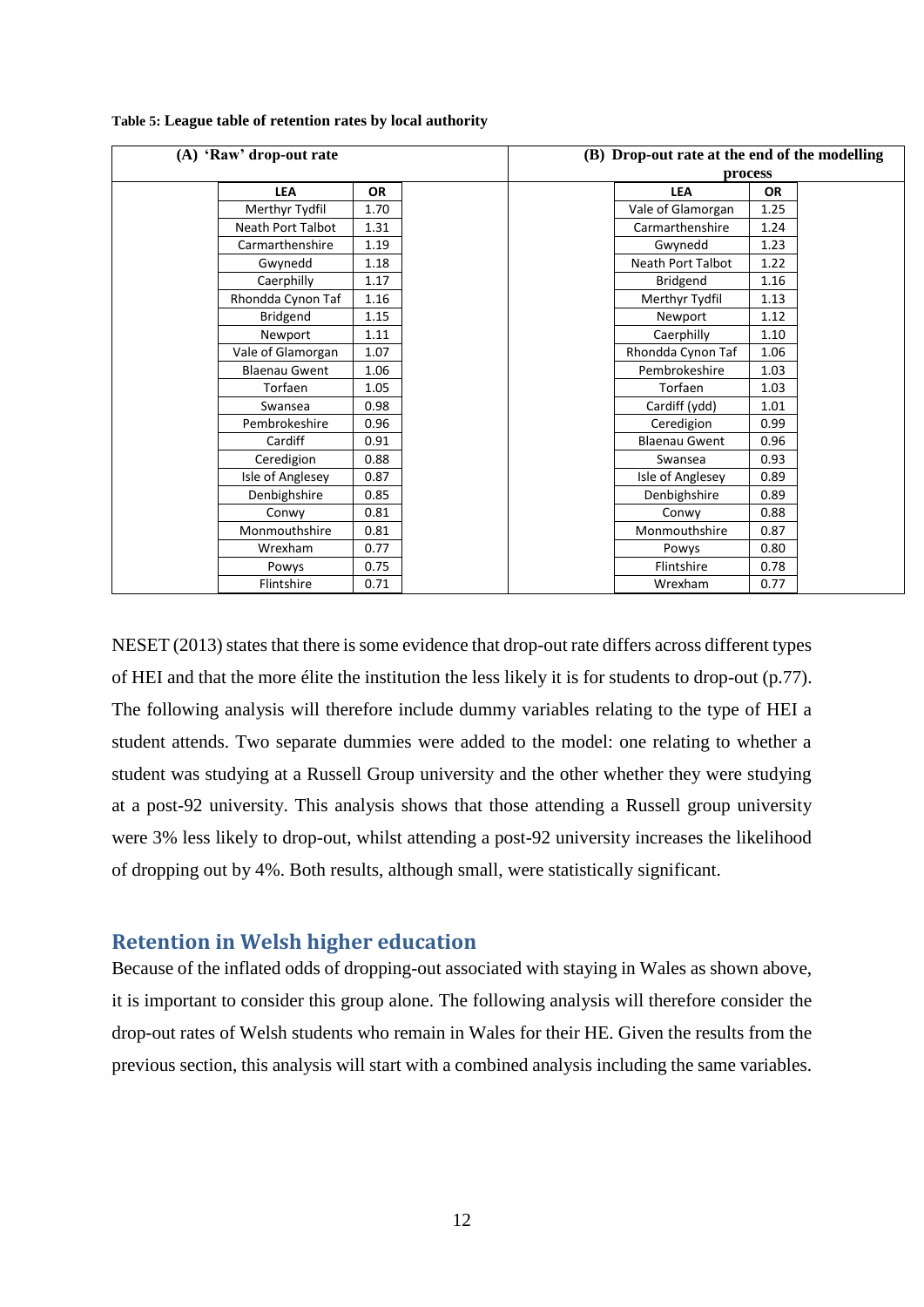**Table 5: League table of retention rates by local authority**

| (A) 'Raw' drop-out rate | | (B) Drop-out rate at the end of the modelling process | |
|---|---|---|---|
| **LEA** | **OR** | **LEA** | **OR** |
| Merthyr Tydfil | 1.70 | Vale of Glamorgan | 1.25 |
| Neath Port Talbot | 1.31 | Carmarthenshire | 1.24 |
| Carmarthenshire | 1.19 | Gwynedd | 1.23 |
| Gwynedd | 1.18 | Neath Port Talbot | 1.22 |
| Caerphilly | 1.17 | Bridgend | 1.16 |
| Rhondda Cynon Taf | 1.16 | Merthyr Tydfil | 1.13 |
| Bridgend | 1.15 | Newport | 1.12 |
| Newport | 1.11 | Caerphilly | 1.10 |
| Vale of Glamorgan | 1.07 | Rhondda Cynon Taf | 1.06 |
| Blaenau Gwent | 1.06 | Pembrokeshire | 1.03 |
| Torfaen | 1.05 | Torfaen | 1.03 |
| Swansea | 0.98 | Cardiff (ydd) | 1.01 |
| Pembrokeshire | 0.96 | Ceredigion | 0.99 |
| Cardiff | 0.91 | Blaenau Gwent | 0.96 |
| Ceredigion | 0.88 | Swansea | 0.93 |
| Isle of Anglesey | 0.87 | Isle of Anglesey | 0.89 |
| Denbighshire | 0.85 | Denbighshire | 0.89 |
| Conwy | 0.81 | Conwy | 0.88 |
| Monmouthshire | 0.81 | Monmouthshire | 0.87 |
| Wrexham | 0.77 | Powys | 0.80 |
| Powys | 0.75 | Flintshire | 0.78 |
| Flintshire | 0.71 | Wrexham | 0.77 |

NESET (2013) states that there is some evidence that drop-out rate differs across different types of HEI and that the more élite the institution the less likely it is for students to drop-out (p.77). The following analysis will therefore include dummy variables relating to the type of HEI a student attends. Two separate dummies were added to the model: one relating to whether a student was studying at a Russell Group university and the other whether they were studying at a post-92 university. This analysis shows that those attending a Russell group university were 3% less likely to drop-out, whilst attending a post-92 university increases the likelihood of dropping out by 4%. Both results, although small, were statistically significant.

## Retention in Welsh higher education

Because of the inflated odds of dropping-out associated with staying in Wales as shown above, it is important to consider this group alone. The following analysis will therefore consider the drop-out rates of Welsh students who remain in Wales for their HE. Given the results from the previous section, this analysis will start with a combined analysis including the same variables.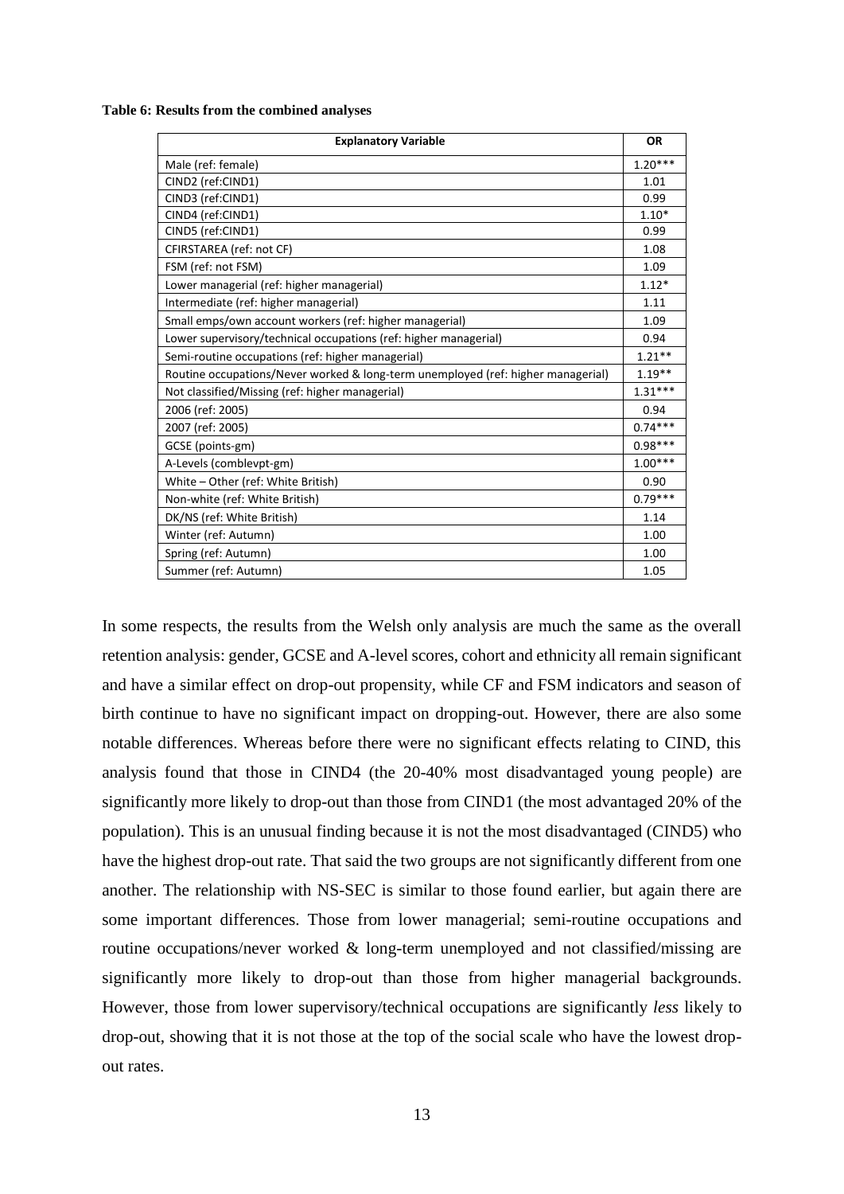**Table 6: Results from the combined analyses**

| Explanatory Variable | OR |
|---|---|
| Male (ref: female) | 1.20*** |
| CIND2 (ref:CIND1) | 1.01 |
| CIND3 (ref:CIND1) | 0.99 |
| CIND4 (ref:CIND1) | 1.10* |
| CIND5 (ref:CIND1) | 0.99 |
| CFIRSTAREA (ref: not CF) | 1.08 |
| FSM (ref: not FSM) | 1.09 |
| Lower managerial (ref: higher managerial) | 1.12* |
| Intermediate (ref: higher managerial) | 1.11 |
| Small emps/own account workers (ref: higher managerial) | 1.09 |
| Lower supervisory/technical occupations (ref: higher managerial) | 0.94 |
| Semi-routine occupations (ref: higher managerial) | 1.21** |
| Routine occupations/Never worked & long-term unemployed (ref: higher managerial) | 1.19** |
| Not classified/Missing (ref: higher managerial) | 1.31*** |
| 2006 (ref: 2005) | 0.94 |
| 2007 (ref: 2005) | 0.74*** |
| GCSE (points-gm) | 0.98*** |
| A-Levels (comblevpt-gm) | 1.00*** |
| White – Other (ref: White British) | 0.90 |
| Non-white (ref: White British) | 0.79*** |
| DK/NS (ref: White British) | 1.14 |
| Winter (ref: Autumn) | 1.00 |
| Spring (ref: Autumn) | 1.00 |
| Summer (ref: Autumn) | 1.05 |

In some respects, the results from the Welsh only analysis are much the same as the overall retention analysis: gender, GCSE and A-level scores, cohort and ethnicity all remain significant and have a similar effect on drop-out propensity, while CF and FSM indicators and season of birth continue to have no significant impact on dropping-out. However, there are also some notable differences. Whereas before there were no significant effects relating to CIND, this analysis found that those in CIND4 (the 20-40% most disadvantaged young people) are significantly more likely to drop-out than those from CIND1 (the most advantaged 20% of the population). This is an unusual finding because it is not the most disadvantaged (CIND5) who have the highest drop-out rate. That said the two groups are not significantly different from one another. The relationship with NS-SEC is similar to those found earlier, but again there are some important differences. Those from lower managerial; semi-routine occupations and routine occupations/never worked & long-term unemployed and not classified/missing are significantly more likely to drop-out than those from higher managerial backgrounds. However, those from lower supervisory/technical occupations are significantly *less* likely to drop-out, showing that it is not those at the top of the social scale who have the lowest drop-out rates.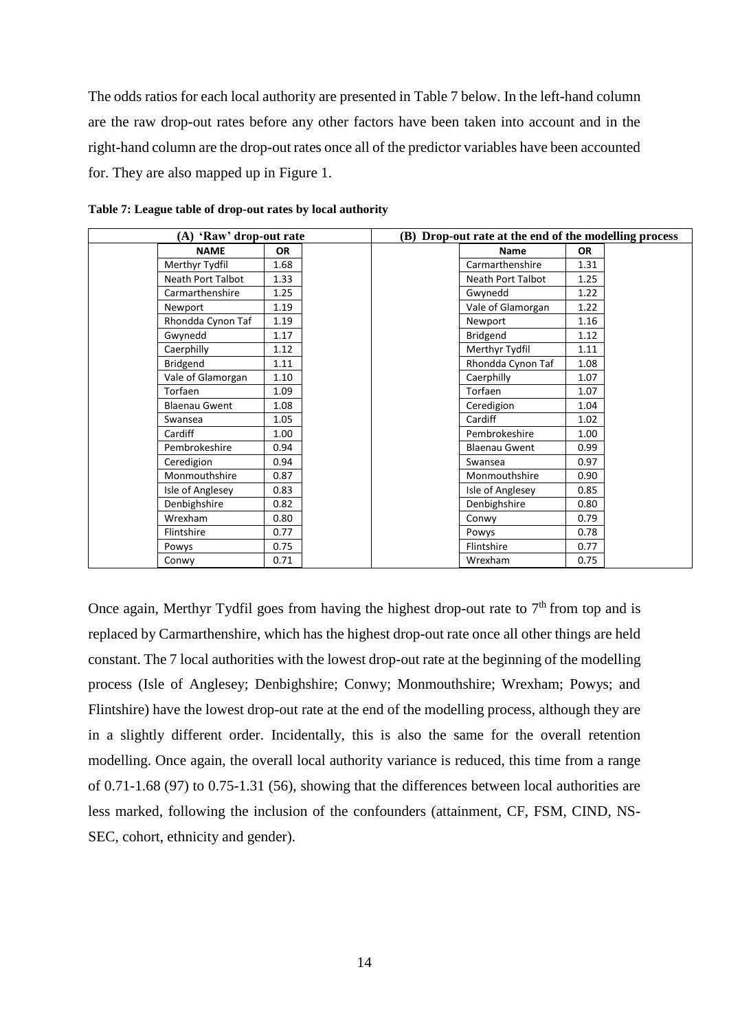The odds ratios for each local authority are presented in Table 7 below. In the left-hand column are the raw drop-out rates before any other factors have been taken into account and in the right-hand column are the drop-out rates once all of the predictor variables have been accounted for. They are also mapped up in Figure 1.

**Table 7: League table of drop-out rates by local authority**

| (A) 'Raw' drop-out rate | | (B) Drop-out rate at the end of the modelling process | |
|---|---|---|---|
| **NAME** | **OR** | **Name** | **OR** |
| Merthyr Tydfil | 1.68 | Carmarthenshire | 1.31 |
| Neath Port Talbot | 1.33 | Neath Port Talbot | 1.25 |
| Carmarthenshire | 1.25 | Gwynedd | 1.22 |
| Newport | 1.19 | Vale of Glamorgan | 1.22 |
| Rhondda Cynon Taf | 1.19 | Newport | 1.16 |
| Gwynedd | 1.17 | Bridgend | 1.12 |
| Caerphilly | 1.12 | Merthyr Tydfil | 1.11 |
| Bridgend | 1.11 | Rhondda Cynon Taf | 1.08 |
| Vale of Glamorgan | 1.10 | Caerphilly | 1.07 |
| Torfaen | 1.09 | Torfaen | 1.07 |
| Blaenau Gwent | 1.08 | Ceredigion | 1.04 |
| Swansea | 1.05 | Cardiff | 1.02 |
| Cardiff | 1.00 | Pembrokeshire | 1.00 |
| Pembrokeshire | 0.94 | Blaenau Gwent | 0.99 |
| Ceredigion | 0.94 | Swansea | 0.97 |
| Monmouthshire | 0.87 | Monmouthshire | 0.90 |
| Isle of Anglesey | 0.83 | Isle of Anglesey | 0.85 |
| Denbighshire | 0.82 | Denbighshire | 0.80 |
| Wrexham | 0.80 | Conwy | 0.79 |
| Flintshire | 0.77 | Powys | 0.78 |
| Powys | 0.75 | Flintshire | 0.77 |
| Conwy | 0.71 | Wrexham | 0.75 |

Once again, Merthyr Tydfil goes from having the highest drop-out rate to 7th from top and is replaced by Carmarthenshire, which has the highest drop-out rate once all other things are held constant. The 7 local authorities with the lowest drop-out rate at the beginning of the modelling process (Isle of Anglesey; Denbighshire; Conwy; Monmouthshire; Wrexham; Powys; and Flintshire) have the lowest drop-out rate at the end of the modelling process, although they are in a slightly different order. Incidentally, this is also the same for the overall retention modelling. Once again, the overall local authority variance is reduced, this time from a range of 0.71-1.68 (97) to 0.75-1.31 (56), showing that the differences between local authorities are less marked, following the inclusion of the confounders (attainment, CF, FSM, CIND, NS-SEC, cohort, ethnicity and gender).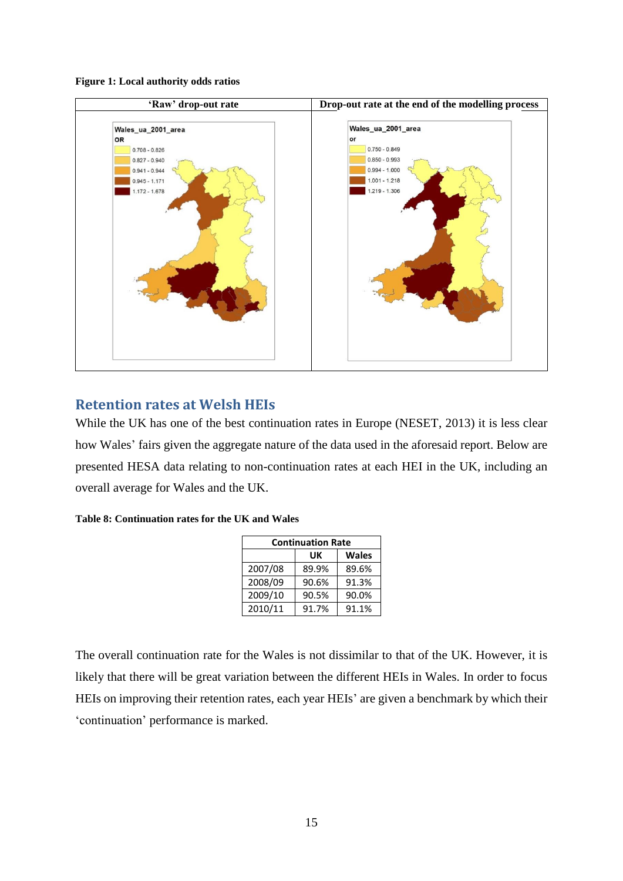**Figure 1: Local authority odds ratios**

| 'Raw' drop-out rate | Drop-out rate at the end of the modelling process |
|---|---|
| Wales_ua_2001_area<br>OR<br>0.708 - 0.826<br>0.827 - 0.940<br>0.941 - 0.944<br>0.945 - 1.171<br>1.172 - 1.678 | Wales_ua_2001_area<br>or<br>0.750 - 0.849<br>0.850 - 0.993<br>0.994 - 1.000<br>1.001 - 1.218<br>1.219 - 1.306 |

## Retention rates at Welsh HEIs

While the UK has one of the best continuation rates in Europe (NESET, 2013) it is less clear how Wales' fairs given the aggregate nature of the data used in the aforesaid report. Below are presented HESA data relating to non-continuation rates at each HEI in the UK, including an overall average for Wales and the UK.

**Table 8: Continuation rates for the UK and Wales**

| Continuation Rate | | |
|---|---|---|
| | UK | Wales |
| 2007/08 | 89.9% | 89.6% |
| 2008/09 | 90.6% | 91.3% |
| 2009/10 | 90.5% | 90.0% |
| 2010/11 | 91.7% | 91.1% |

The overall continuation rate for the Wales is not dissimilar to that of the UK. However, it is likely that there will be great variation between the different HEIs in Wales. In order to focus HEIs on improving their retention rates, each year HEIs' are given a benchmark by which their 'continuation' performance is marked.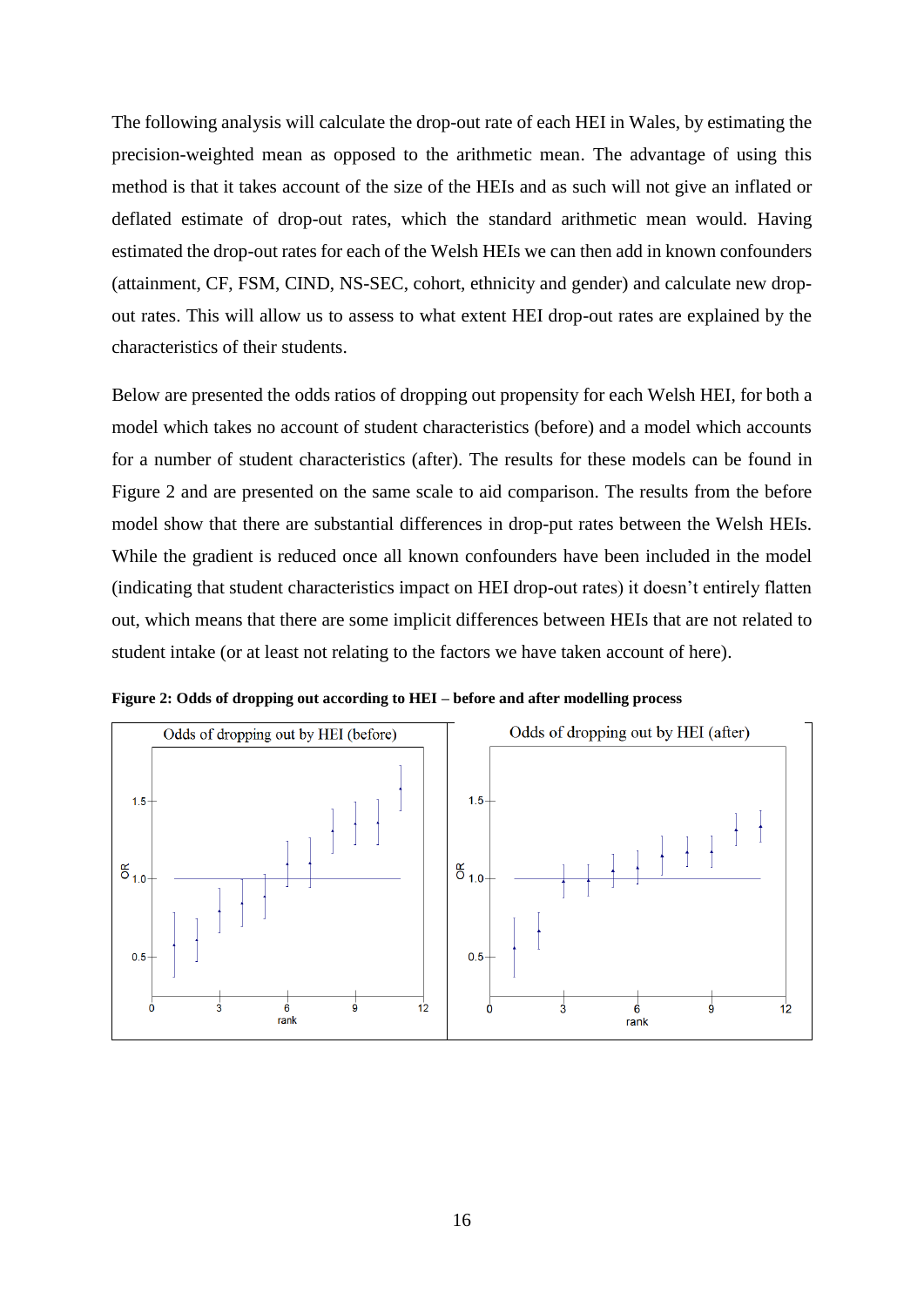The following analysis will calculate the drop-out rate of each HEI in Wales, by estimating the precision-weighted mean as opposed to the arithmetic mean. The advantage of using this method is that it takes account of the size of the HEIs and as such will not give an inflated or deflated estimate of drop-out rates, which the standard arithmetic mean would. Having estimated the drop-out rates for each of the Welsh HEIs we can then add in known confounders (attainment, CF, FSM, CIND, NS-SEC, cohort, ethnicity and gender) and calculate new drop-out rates. This will allow us to assess to what extent HEI drop-out rates are explained by the characteristics of their students.

Below are presented the odds ratios of dropping out propensity for each Welsh HEI, for both a model which takes no account of student characteristics (before) and a model which accounts for a number of student characteristics (after). The results for these models can be found in Figure 2 and are presented on the same scale to aid comparison. The results from the before model show that there are substantial differences in drop-put rates between the Welsh HEIs. While the gradient is reduced once all known confounders have been included in the model (indicating that student characteristics impact on HEI drop-out rates) it doesn't entirely flatten out, which means that there are some implicit differences between HEIs that are not related to student intake (or at least not relating to the factors we have taken account of here).

**Figure 2: Odds of dropping out according to HEI – before and after modelling process**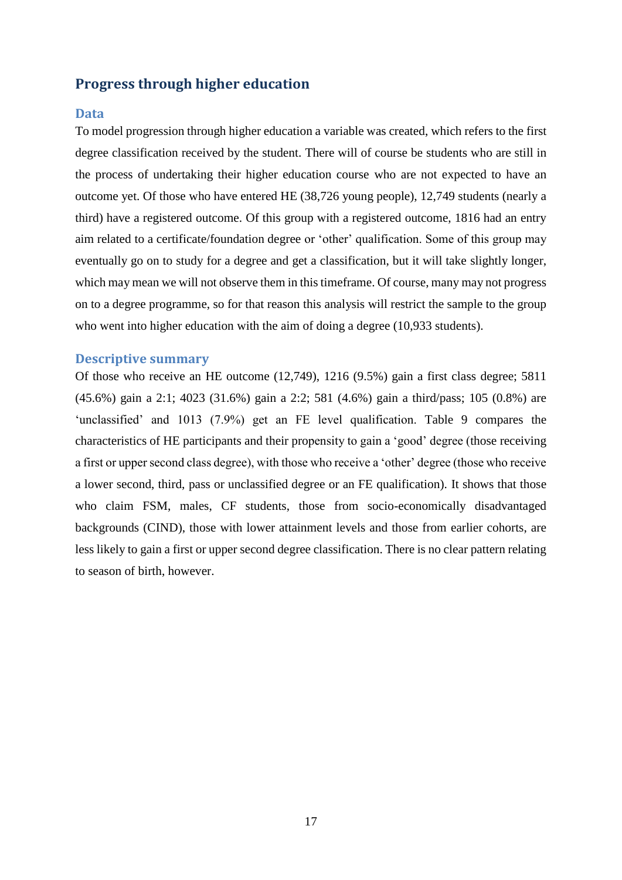## Progress through higher education

### Data

To model progression through higher education a variable was created, which refers to the first degree classification received by the student. There will of course be students who are still in the process of undertaking their higher education course who are not expected to have an outcome yet. Of those who have entered HE (38,726 young people), 12,749 students (nearly a third) have a registered outcome. Of this group with a registered outcome, 1816 had an entry aim related to a certificate/foundation degree or 'other' qualification. Some of this group may eventually go on to study for a degree and get a classification, but it will take slightly longer, which may mean we will not observe them in this timeframe. Of course, many may not progress on to a degree programme, so for that reason this analysis will restrict the sample to the group who went into higher education with the aim of doing a degree (10,933 students).

### Descriptive summary

Of those who receive an HE outcome (12,749), 1216 (9.5%) gain a first class degree; 5811 (45.6%) gain a 2:1; 4023 (31.6%) gain a 2:2; 581 (4.6%) gain a third/pass; 105 (0.8%) are 'unclassified' and 1013 (7.9%) get an FE level qualification. Table 9 compares the characteristics of HE participants and their propensity to gain a 'good' degree (those receiving a first or upper second class degree), with those who receive a 'other' degree (those who receive a lower second, third, pass or unclassified degree or an FE qualification). It shows that those who claim FSM, males, CF students, those from socio-economically disadvantaged backgrounds (CIND), those with lower attainment levels and those from earlier cohorts, are less likely to gain a first or upper second degree classification. There is no clear pattern relating to season of birth, however.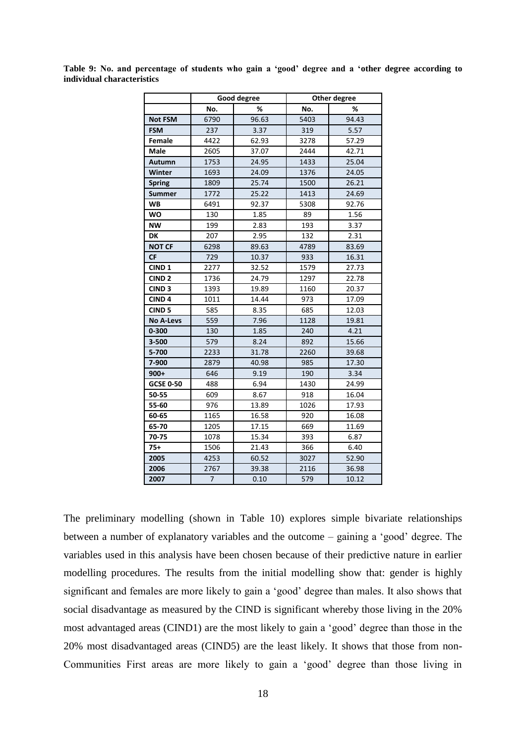**Table 9: No. and percentage of students who gain a 'good' degree and a 'other degree according to individual characteristics**

| | Good degree | | Other degree | |
|---|---|---|---|---|
| | No. | % | No. | % |
| **Not FSM** | 6790 | 96.63 | 5403 | 94.43 |
| **FSM** | 237 | 3.37 | 319 | 5.57 |
| **Female** | 4422 | 62.93 | 3278 | 57.29 |
| **Male** | 2605 | 37.07 | 2444 | 42.71 |
| **Autumn** | 1753 | 24.95 | 1433 | 25.04 |
| **Winter** | 1693 | 24.09 | 1376 | 24.05 |
| **Spring** | 1809 | 25.74 | 1500 | 26.21 |
| **Summer** | 1772 | 25.22 | 1413 | 24.69 |
| **WB** | 6491 | 92.37 | 5308 | 92.76 |
| **WO** | 130 | 1.85 | 89 | 1.56 |
| **NW** | 199 | 2.83 | 193 | 3.37 |
| **DK** | 207 | 2.95 | 132 | 2.31 |
| **NOT CF** | 6298 | 89.63 | 4789 | 83.69 |
| **CF** | 729 | 10.37 | 933 | 16.31 |
| **CIND 1** | 2277 | 32.52 | 1579 | 27.73 |
| **CIND 2** | 1736 | 24.79 | 1297 | 22.78 |
| **CIND 3** | 1393 | 19.89 | 1160 | 20.37 |
| **CIND 4** | 1011 | 14.44 | 973 | 17.09 |
| **CIND 5** | 585 | 8.35 | 685 | 12.03 |
| **No A-Levs** | 559 | 7.96 | 1128 | 19.81 |
| **0-300** | 130 | 1.85 | 240 | 4.21 |
| **3-500** | 579 | 8.24 | 892 | 15.66 |
| **5-700** | 2233 | 31.78 | 2260 | 39.68 |
| **7-900** | 2879 | 40.98 | 985 | 17.30 |
| **900+** | 646 | 9.19 | 190 | 3.34 |
| **GCSE 0-50** | 488 | 6.94 | 1430 | 24.99 |
| **50-55** | 609 | 8.67 | 918 | 16.04 |
| **55-60** | 976 | 13.89 | 1026 | 17.93 |
| **60-65** | 1165 | 16.58 | 920 | 16.08 |
| **65-70** | 1205 | 17.15 | 669 | 11.69 |
| **70-75** | 1078 | 15.34 | 393 | 6.87 |
| **75+** | 1506 | 21.43 | 366 | 6.40 |
| **2005** | 4253 | 60.52 | 3027 | 52.90 |
| **2006** | 2767 | 39.38 | 2116 | 36.98 |
| **2007** | 7 | 0.10 | 579 | 10.12 |

The preliminary modelling (shown in Table 10) explores simple bivariate relationships between a number of explanatory variables and the outcome – gaining a 'good' degree. The variables used in this analysis have been chosen because of their predictive nature in earlier modelling procedures. The results from the initial modelling show that: gender is highly significant and females are more likely to gain a 'good' degree than males. It also shows that social disadvantage as measured by the CIND is significant whereby those living in the 20% most advantaged areas (CIND1) are the most likely to gain a 'good' degree than those in the 20% most disadvantaged areas (CIND5) are the least likely. It shows that those from non-Communities First areas are more likely to gain a 'good' degree than those living in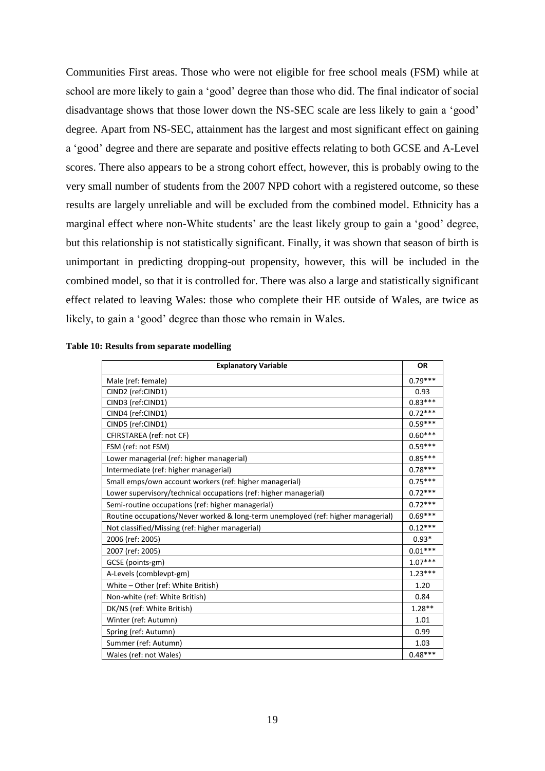Communities First areas. Those who were not eligible for free school meals (FSM) while at school are more likely to gain a 'good' degree than those who did. The final indicator of social disadvantage shows that those lower down the NS-SEC scale are less likely to gain a 'good' degree. Apart from NS-SEC, attainment has the largest and most significant effect on gaining a 'good' degree and there are separate and positive effects relating to both GCSE and A-Level scores. There also appears to be a strong cohort effect, however, this is probably owing to the very small number of students from the 2007 NPD cohort with a registered outcome, so these results are largely unreliable and will be excluded from the combined model. Ethnicity has a marginal effect where non-White students' are the least likely group to gain a 'good' degree, but this relationship is not statistically significant. Finally, it was shown that season of birth is unimportant in predicting dropping-out propensity, however, this will be included in the combined model, so that it is controlled for. There was also a large and statistically significant effect related to leaving Wales: those who complete their HE outside of Wales, are twice as likely, to gain a 'good' degree than those who remain in Wales.

**Table 10: Results from separate modelling**

| Explanatory Variable | OR |
|---|---|
| Male (ref: female) | 0.79*** |
| CIND2 (ref:CIND1) | 0.93 |
| CIND3 (ref:CIND1) | 0.83*** |
| CIND4 (ref:CIND1) | 0.72*** |
| CIND5 (ref:CIND1) | 0.59*** |
| CFIRSTAREA (ref: not CF) | 0.60*** |
| FSM (ref: not FSM) | 0.59*** |
| Lower managerial (ref: higher managerial) | 0.85*** |
| Intermediate (ref: higher managerial) | 0.78*** |
| Small emps/own account workers (ref: higher managerial) | 0.75*** |
| Lower supervisory/technical occupations (ref: higher managerial) | 0.72*** |
| Semi-routine occupations (ref: higher managerial) | 0.72*** |
| Routine occupations/Never worked & long-term unemployed (ref: higher managerial) | 0.69*** |
| Not classified/Missing (ref: higher managerial) | 0.12*** |
| 2006 (ref: 2005) | 0.93* |
| 2007 (ref: 2005) | 0.01*** |
| GCSE (points-gm) | 1.07*** |
| A-Levels (comblevpt-gm) | 1.23*** |
| White – Other (ref: White British) | 1.20 |
| Non-white (ref: White British) | 0.84 |
| DK/NS (ref: White British) | 1.28** |
| Winter (ref: Autumn) | 1.01 |
| Spring (ref: Autumn) | 0.99 |
| Summer (ref: Autumn) | 1.03 |
| Wales (ref: not Wales) | 0.48*** |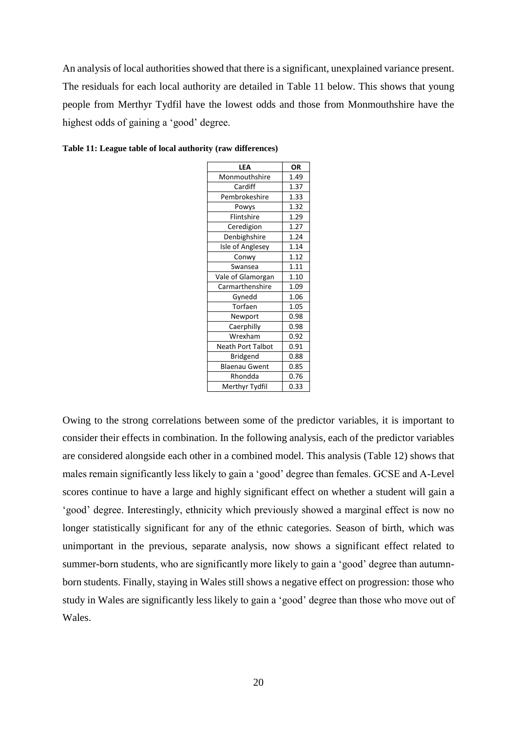An analysis of local authorities showed that there is a significant, unexplained variance present. The residuals for each local authority are detailed in Table 11 below. This shows that young people from Merthyr Tydfil have the lowest odds and those from Monmouthshire have the highest odds of gaining a 'good' degree.

**Table 11: League table of local authority (raw differences)**

| LEA | OR |
|---|---|
| Monmouthshire | 1.49 |
| Cardiff | 1.37 |
| Pembrokeshire | 1.33 |
| Powys | 1.32 |
| Flintshire | 1.29 |
| Ceredigion | 1.27 |
| Denbighshire | 1.24 |
| Isle of Anglesey | 1.14 |
| Conwy | 1.12 |
| Swansea | 1.11 |
| Vale of Glamorgan | 1.10 |
| Carmarthenshire | 1.09 |
| Gynedd | 1.06 |
| Torfaen | 1.05 |
| Newport | 0.98 |
| Caerphilly | 0.98 |
| Wrexham | 0.92 |
| Neath Port Talbot | 0.91 |
| Bridgend | 0.88 |
| Blaenau Gwent | 0.85 |
| Rhondda | 0.76 |
| Merthyr Tydfil | 0.33 |

Owing to the strong correlations between some of the predictor variables, it is important to consider their effects in combination. In the following analysis, each of the predictor variables are considered alongside each other in a combined model. This analysis (Table 12) shows that males remain significantly less likely to gain a 'good' degree than females. GCSE and A-Level scores continue to have a large and highly significant effect on whether a student will gain a 'good' degree. Interestingly, ethnicity which previously showed a marginal effect is now no longer statistically significant for any of the ethnic categories. Season of birth, which was unimportant in the previous, separate analysis, now shows a significant effect related to summer-born students, who are significantly more likely to gain a 'good' degree than autumn-born students. Finally, staying in Wales still shows a negative effect on progression: those who study in Wales are significantly less likely to gain a 'good' degree than those who move out of Wales.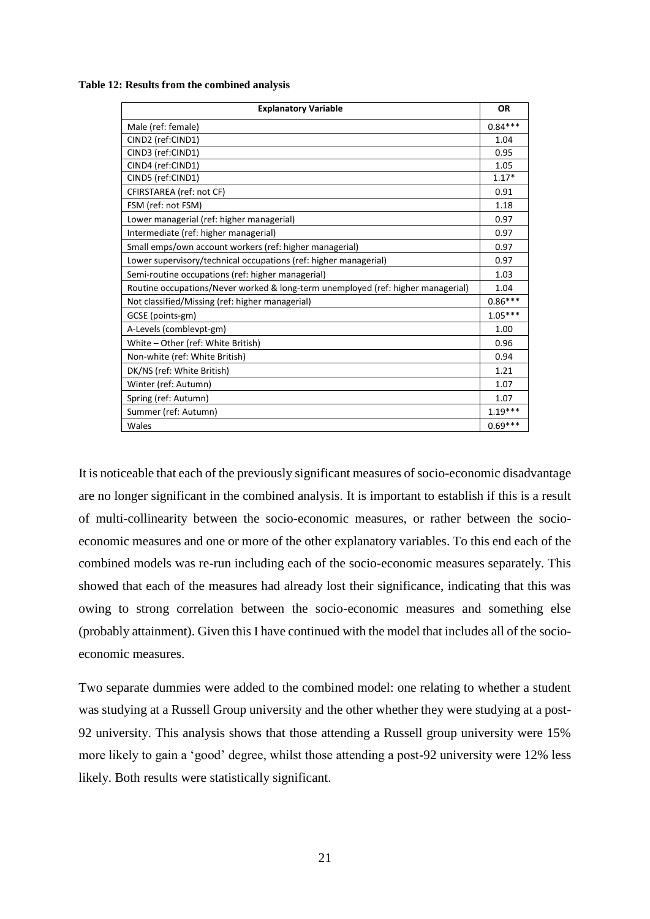**Table 12: Results from the combined analysis**

| Explanatory Variable | OR |
|---|---|
| Male (ref: female) | 0.84*** |
| CIND2 (ref:CIND1) | 1.04 |
| CIND3 (ref:CIND1) | 0.95 |
| CIND4 (ref:CIND1) | 1.05 |
| CIND5 (ref:CIND1) | 1.17* |
| CFIRSTAREA (ref: not CF) | 0.91 |
| FSM (ref: not FSM) | 1.18 |
| Lower managerial (ref: higher managerial) | 0.97 |
| Intermediate (ref: higher managerial) | 0.97 |
| Small emps/own account workers (ref: higher managerial) | 0.97 |
| Lower supervisory/technical occupations (ref: higher managerial) | 0.97 |
| Semi-routine occupations (ref: higher managerial) | 1.03 |
| Routine occupations/Never worked & long-term unemployed (ref: higher managerial) | 1.04 |
| Not classified/Missing (ref: higher managerial) | 0.86*** |
| GCSE (points-gm) | 1.05*** |
| A-Levels (comblevpt-gm) | 1.00 |
| White – Other (ref: White British) | 0.96 |
| Non-white (ref: White British) | 0.94 |
| DK/NS (ref: White British) | 1.21 |
| Winter (ref: Autumn) | 1.07 |
| Spring (ref: Autumn) | 1.07 |
| Summer (ref: Autumn) | 1.19*** |
| Wales | 0.69*** |

It is noticeable that each of the previously significant measures of socio-economic disadvantage are no longer significant in the combined analysis. It is important to establish if this is a result of multi-collinearity between the socio-economic measures, or rather between the socio-economic measures and one or more of the other explanatory variables. To this end each of the combined models was re-run including each of the socio-economic measures separately. This showed that each of the measures had already lost their significance, indicating that this was owing to strong correlation between the socio-economic measures and something else (probably attainment). Given this I have continued with the model that includes all of the socio-economic measures.

Two separate dummies were added to the combined model: one relating to whether a student was studying at a Russell Group university and the other whether they were studying at a post-92 university. This analysis shows that those attending a Russell group university were 15% more likely to gain a 'good' degree, whilst those attending a post-92 university were 12% less likely. Both results were statistically significant.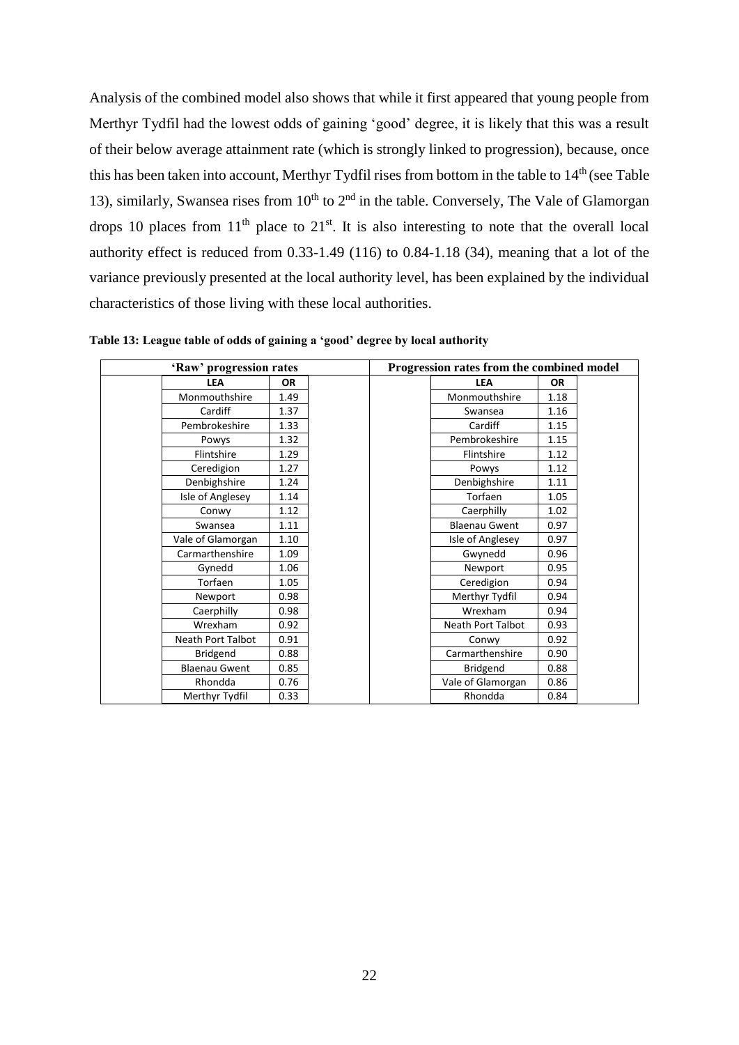Analysis of the combined model also shows that while it first appeared that young people from Merthyr Tydfil had the lowest odds of gaining 'good' degree, it is likely that this was a result of their below average attainment rate (which is strongly linked to progression), because, once this has been taken into account, Merthyr Tydfil rises from bottom in the table to 14th (see Table 13), similarly, Swansea rises from 10th to 2nd in the table. Conversely, The Vale of Glamorgan drops 10 places from 11th place to 21st. It is also interesting to note that the overall local authority effect is reduced from 0.33-1.49 (116) to 0.84-1.18 (34), meaning that a lot of the variance previously presented at the local authority level, has been explained by the individual characteristics of those living with these local authorities.

**Table 13: League table of odds of gaining a 'good' degree by local authority**

| 'Raw' progression rates | | Progression rates from the combined model | |
|---|---|---|---|
| **LEA** | **OR** | **LEA** | **OR** |
| Monmouthshire | 1.49 | Monmouthshire | 1.18 |
| Cardiff | 1.37 | Swansea | 1.16 |
| Pembrokeshire | 1.33 | Cardiff | 1.15 |
| Powys | 1.32 | Pembrokeshire | 1.15 |
| Flintshire | 1.29 | Flintshire | 1.12 |
| Ceredigion | 1.27 | Powys | 1.12 |
| Denbighshire | 1.24 | Denbighshire | 1.11 |
| Isle of Anglesey | 1.14 | Torfaen | 1.05 |
| Conwy | 1.12 | Caerphilly | 1.02 |
| Swansea | 1.11 | Blaenau Gwent | 0.97 |
| Vale of Glamorgan | 1.10 | Isle of Anglesey | 0.97 |
| Carmarthenshire | 1.09 | Gwynedd | 0.96 |
| Gynedd | 1.06 | Newport | 0.95 |
| Torfaen | 1.05 | Ceredigion | 0.94 |
| Newport | 0.98 | Merthyr Tydfil | 0.94 |
| Caerphilly | 0.98 | Wrexham | 0.94 |
| Wrexham | 0.92 | Neath Port Talbot | 0.93 |
| Neath Port Talbot | 0.91 | Conwy | 0.92 |
| Bridgend | 0.88 | Carmarthenshire | 0.90 |
| Blaenau Gwent | 0.85 | Bridgend | 0.88 |
| Rhondda | 0.76 | Vale of Glamorgan | 0.86 |
| Merthyr Tydfil | 0.33 | Rhondda | 0.84 |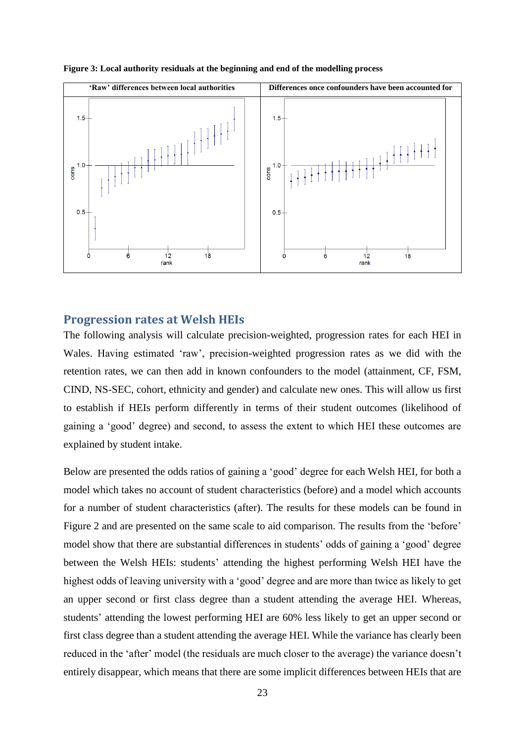**Figure 3: Local authority residuals at the beginning and end of the modelling process**

| 'Raw' differences between local authorities | Differences once confounders have been accounted for |
|---|---|
| | |

## Progression rates at Welsh HEIs

The following analysis will calculate precision-weighted, progression rates for each HEI in Wales. Having estimated 'raw', precision-weighted progression rates as we did with the retention rates, we can then add in known confounders to the model (attainment, CF, FSM, CIND, NS-SEC, cohort, ethnicity and gender) and calculate new ones. This will allow us first to establish if HEIs perform differently in terms of their student outcomes (likelihood of gaining a 'good' degree) and second, to assess the extent to which HEI these outcomes are explained by student intake.

Below are presented the odds ratios of gaining a 'good' degree for each Welsh HEI, for both a model which takes no account of student characteristics (before) and a model which accounts for a number of student characteristics (after). The results for these models can be found in Figure 2 and are presented on the same scale to aid comparison. The results from the 'before' model show that there are substantial differences in students' odds of gaining a 'good' degree between the Welsh HEIs: students' attending the highest performing Welsh HEI have the highest odds of leaving university with a 'good' degree and are more than twice as likely to get an upper second or first class degree than a student attending the average HEI. Whereas, students' attending the lowest performing HEI are 60% less likely to get an upper second or first class degree than a student attending the average HEI. While the variance has clearly been reduced in the 'after' model (the residuals are much closer to the average) the variance doesn't entirely disappear, which means that there are some implicit differences between HEIs that are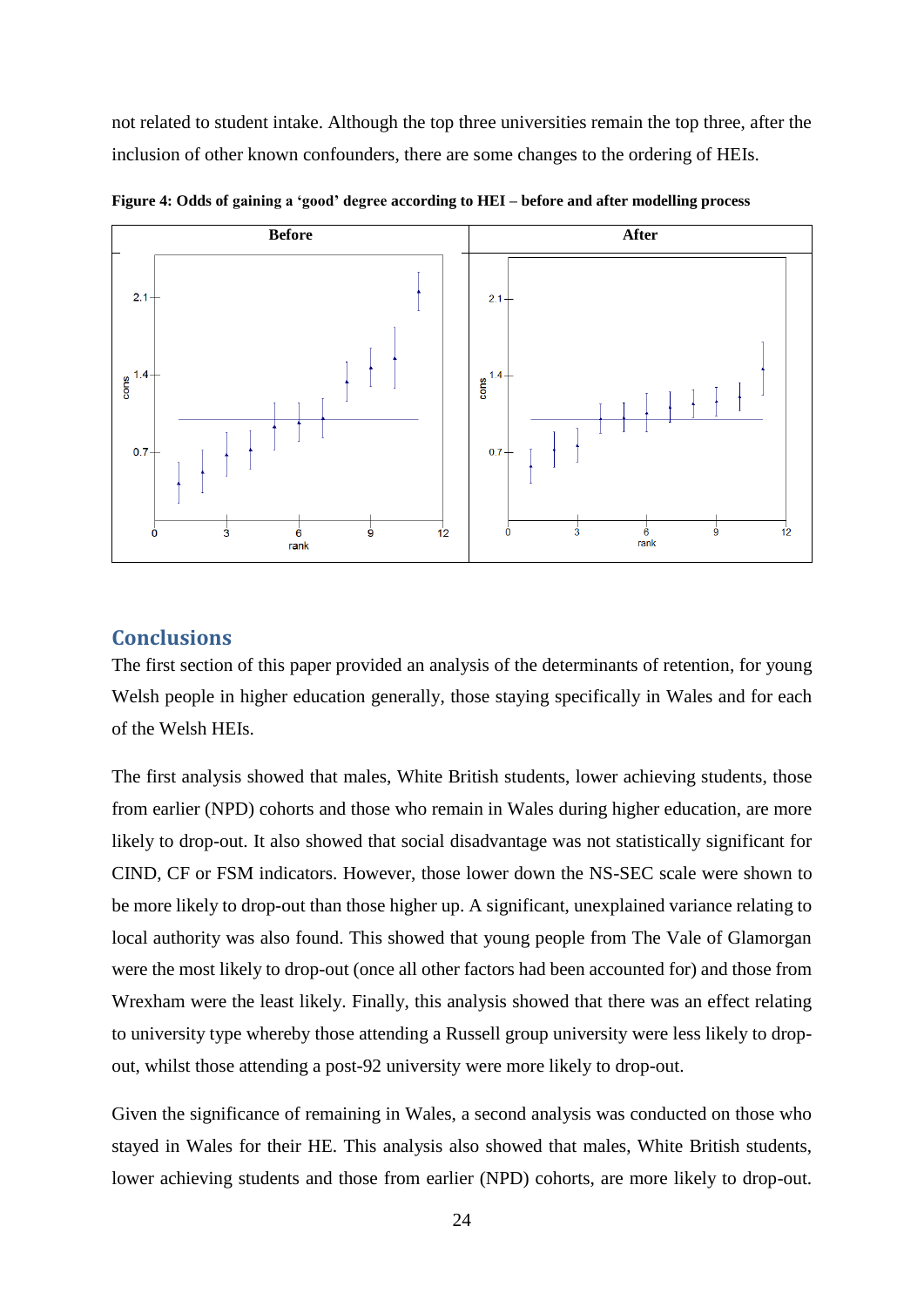not related to student intake. Although the top three universities remain the top three, after the inclusion of other known confounders, there are some changes to the ordering of HEIs.

**Figure 4: Odds of gaining a 'good' degree according to HEI – before and after modelling process**

## Conclusions

The first section of this paper provided an analysis of the determinants of retention, for young Welsh people in higher education generally, those staying specifically in Wales and for each of the Welsh HEIs.

The first analysis showed that males, White British students, lower achieving students, those from earlier (NPD) cohorts and those who remain in Wales during higher education, are more likely to drop-out. It also showed that social disadvantage was not statistically significant for CIND, CF or FSM indicators. However, those lower down the NS-SEC scale were shown to be more likely to drop-out than those higher up. A significant, unexplained variance relating to local authority was also found. This showed that young people from The Vale of Glamorgan were the most likely to drop-out (once all other factors had been accounted for) and those from Wrexham were the least likely. Finally, this analysis showed that there was an effect relating to university type whereby those attending a Russell group university were less likely to drop-out, whilst those attending a post-92 university were more likely to drop-out.

Given the significance of remaining in Wales, a second analysis was conducted on those who stayed in Wales for their HE. This analysis also showed that males, White British students, lower achieving students and those from earlier (NPD) cohorts, are more likely to drop-out.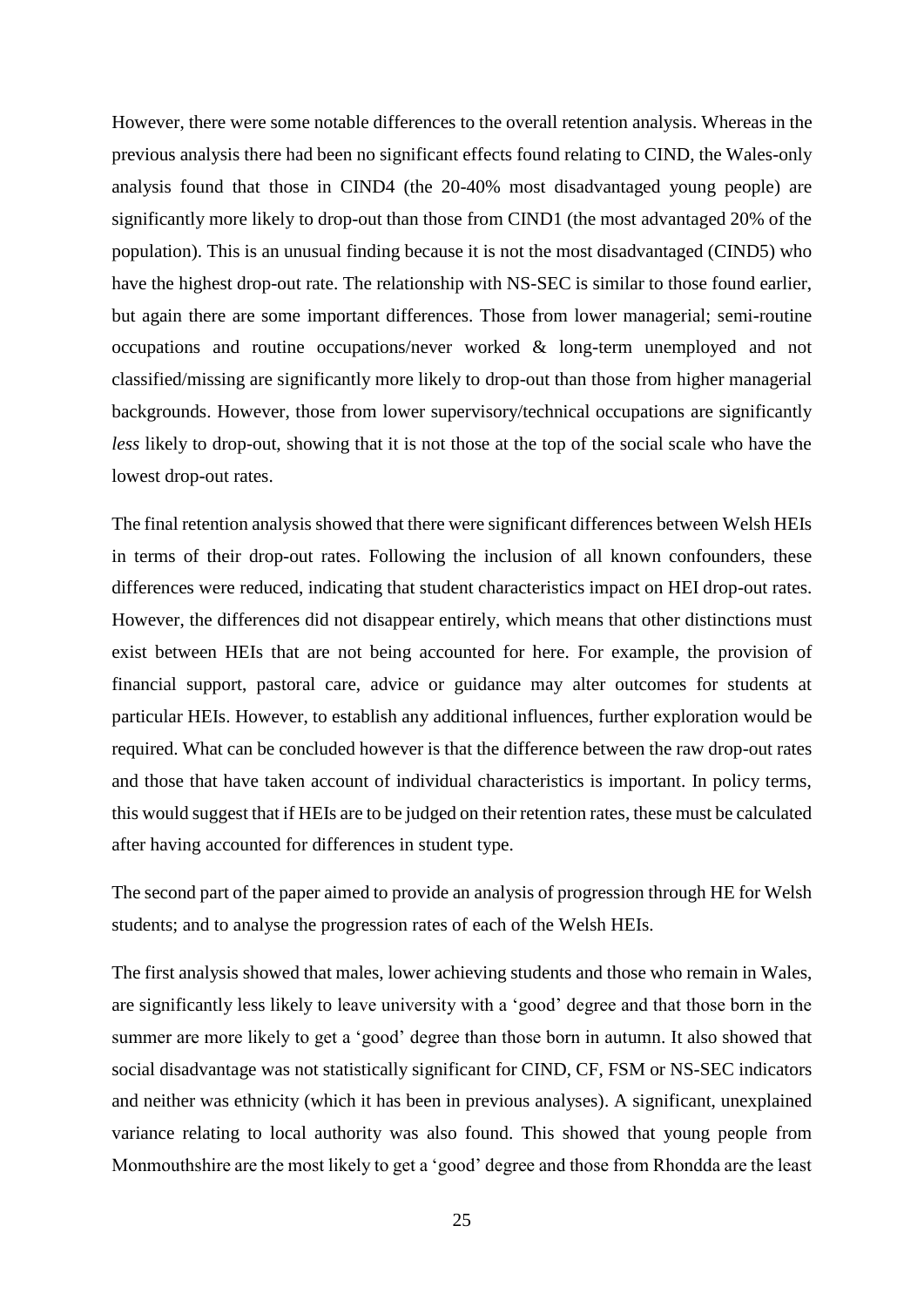However, there were some notable differences to the overall retention analysis. Whereas in the previous analysis there had been no significant effects found relating to CIND, the Wales-only analysis found that those in CIND4 (the 20-40% most disadvantaged young people) are significantly more likely to drop-out than those from CIND1 (the most advantaged 20% of the population). This is an unusual finding because it is not the most disadvantaged (CIND5) who have the highest drop-out rate. The relationship with NS-SEC is similar to those found earlier, but again there are some important differences. Those from lower managerial; semi-routine occupations and routine occupations/never worked & long-term unemployed and not classified/missing are significantly more likely to drop-out than those from higher managerial backgrounds. However, those from lower supervisory/technical occupations are significantly *less* likely to drop-out, showing that it is not those at the top of the social scale who have the lowest drop-out rates.

The final retention analysis showed that there were significant differences between Welsh HEIs in terms of their drop-out rates. Following the inclusion of all known confounders, these differences were reduced, indicating that student characteristics impact on HEI drop-out rates. However, the differences did not disappear entirely, which means that other distinctions must exist between HEIs that are not being accounted for here. For example, the provision of financial support, pastoral care, advice or guidance may alter outcomes for students at particular HEIs. However, to establish any additional influences, further exploration would be required. What can be concluded however is that the difference between the raw drop-out rates and those that have taken account of individual characteristics is important. In policy terms, this would suggest that if HEIs are to be judged on their retention rates, these must be calculated after having accounted for differences in student type.

The second part of the paper aimed to provide an analysis of progression through HE for Welsh students; and to analyse the progression rates of each of the Welsh HEIs.

The first analysis showed that males, lower achieving students and those who remain in Wales, are significantly less likely to leave university with a 'good' degree and that those born in the summer are more likely to get a 'good' degree than those born in autumn. It also showed that social disadvantage was not statistically significant for CIND, CF, FSM or NS-SEC indicators and neither was ethnicity (which it has been in previous analyses). A significant, unexplained variance relating to local authority was also found. This showed that young people from Monmouthshire are the most likely to get a 'good' degree and those from Rhondda are the least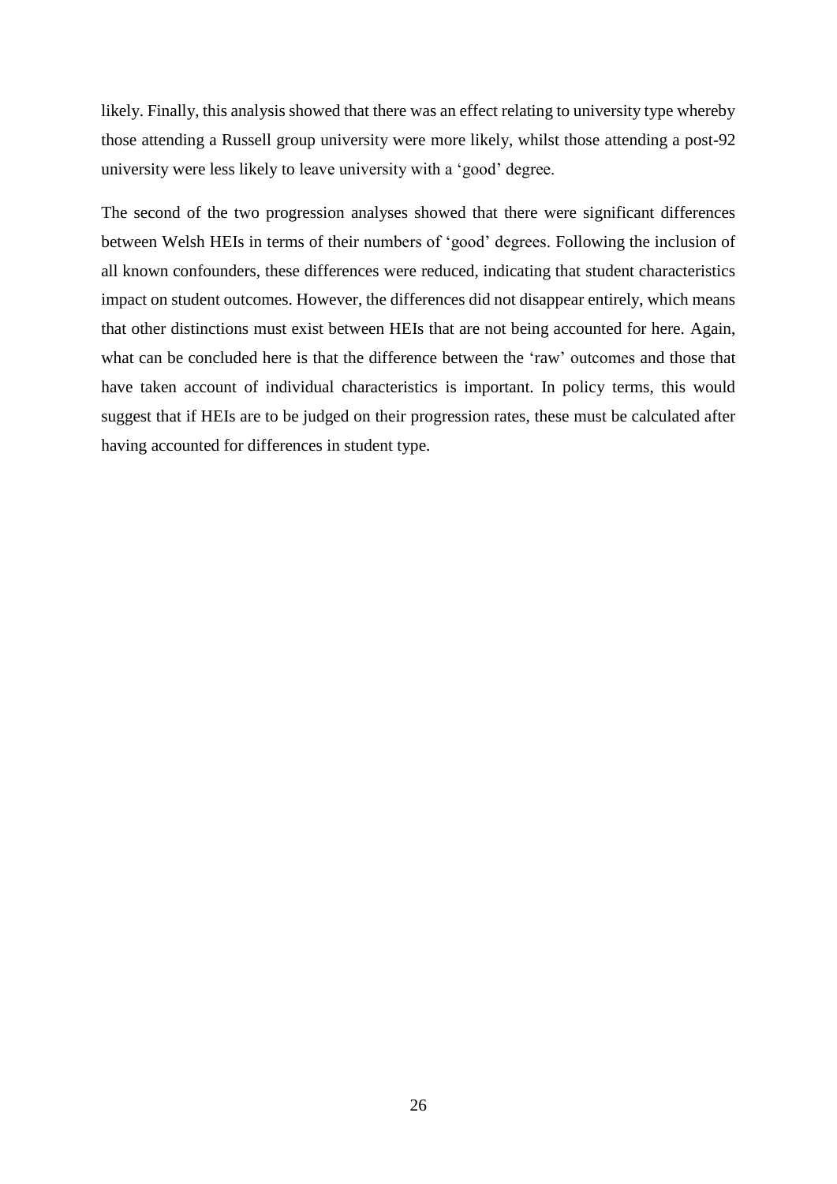likely. Finally, this analysis showed that there was an effect relating to university type whereby those attending a Russell group university were more likely, whilst those attending a post-92 university were less likely to leave university with a 'good' degree.

The second of the two progression analyses showed that there were significant differences between Welsh HEIs in terms of their numbers of 'good' degrees. Following the inclusion of all known confounders, these differences were reduced, indicating that student characteristics impact on student outcomes. However, the differences did not disappear entirely, which means that other distinctions must exist between HEIs that are not being accounted for here. Again, what can be concluded here is that the difference between the 'raw' outcomes and those that have taken account of individual characteristics is important. In policy terms, this would suggest that if HEIs are to be judged on their progression rates, these must be calculated after having accounted for differences in student type.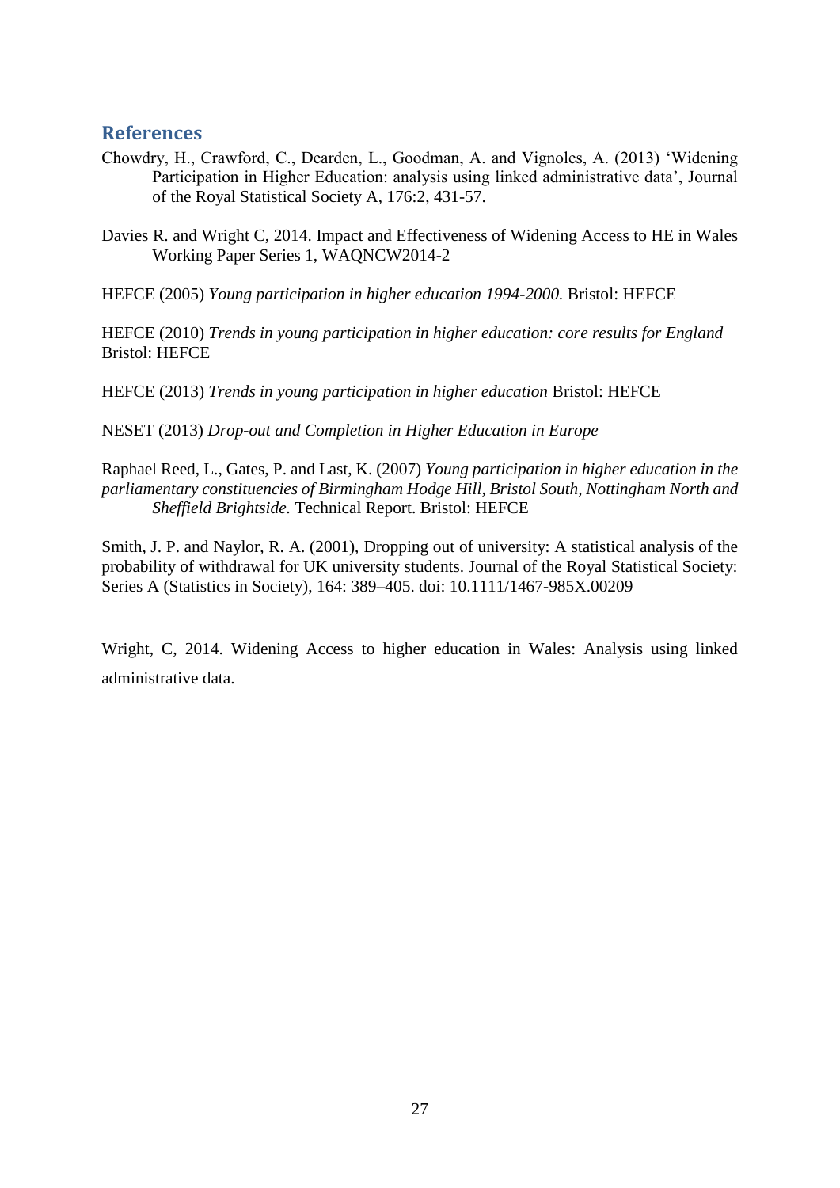## References

Chowdry, H., Crawford, C., Dearden, L., Goodman, A. and Vignoles, A. (2013) 'Widening Participation in Higher Education: analysis using linked administrative data', Journal of the Royal Statistical Society A, 176:2, 431-57.

Davies R. and Wright C, 2014. Impact and Effectiveness of Widening Access to HE in Wales Working Paper Series 1, WAQNCW2014-2

HEFCE (2005) *Young participation in higher education 1994-2000.* Bristol: HEFCE

HEFCE (2010) *Trends in young participation in higher education: core results for England* Bristol: HEFCE

HEFCE (2013) *Trends in young participation in higher education* Bristol: HEFCE

NESET (2013) *Drop-out and Completion in Higher Education in Europe*

Raphael Reed, L., Gates, P. and Last, K. (2007) *Young participation in higher education in the parliamentary constituencies of Birmingham Hodge Hill, Bristol South, Nottingham North and Sheffield Brightside.* Technical Report. Bristol: HEFCE

Smith, J. P. and Naylor, R. A. (2001), Dropping out of university: A statistical analysis of the probability of withdrawal for UK university students. Journal of the Royal Statistical Society: Series A (Statistics in Society), 164: 389–405. doi: 10.1111/1467-985X.00209

Wright, C, 2014. Widening Access to higher education in Wales: Analysis using linked administrative data.